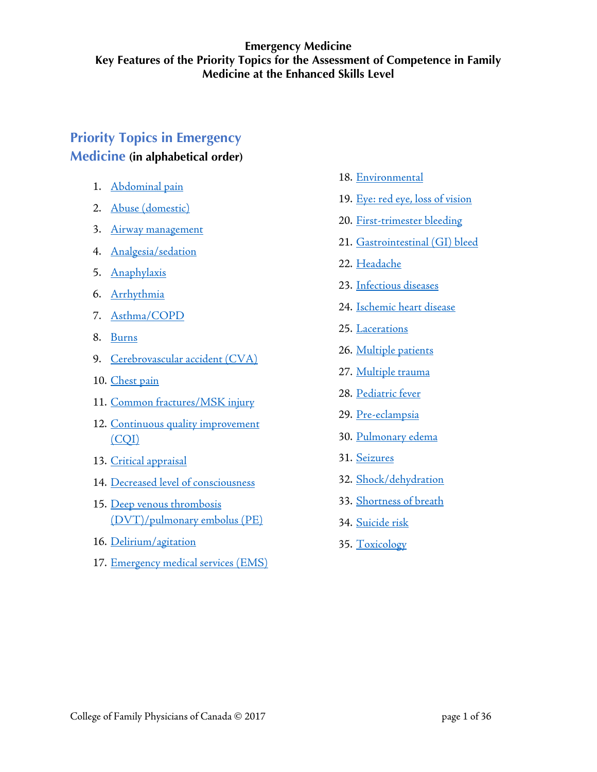# Emergency Medicine
# Key Features of the Priority Topics for the Assessment of Competence in Family Medicine at the Enhanced Skills Level

## Priority Topics in Emergency Medicine (in alphabetical order)

1. Abdominal pain
2. Abuse (domestic)
3. Airway management
4. Analgesia/sedation
5. Anaphylaxis
6. Arrhythmia
7. Asthma/COPD
8. Burns
9. Cerebrovascular accident (CVA)
10. Chest pain
11. Common fractures/MSK injury
12. Continuous quality improvement (CQI)
13. Critical appraisal
14. Decreased level of consciousness
15. Deep venous thrombosis (DVT)/pulmonary embolus (PE)
16. Delirium/agitation
17. Emergency medical services (EMS)
18. Environmental
19. Eye: red eye, loss of vision
20. First-trimester bleeding
21. Gastrointestinal (GI) bleed
22. Headache
23. Infectious diseases
24. Ischemic heart disease
25. Lacerations
26. Multiple patients
27. Multiple trauma
28. Pediatric fever
29. Pre-eclampsia
30. Pulmonary edema
31. Seizures
32. Shock/dehydration
33. Shortness of breath
34. Suicide risk
35. Toxicology

College of Family Physicians of Canada © 2017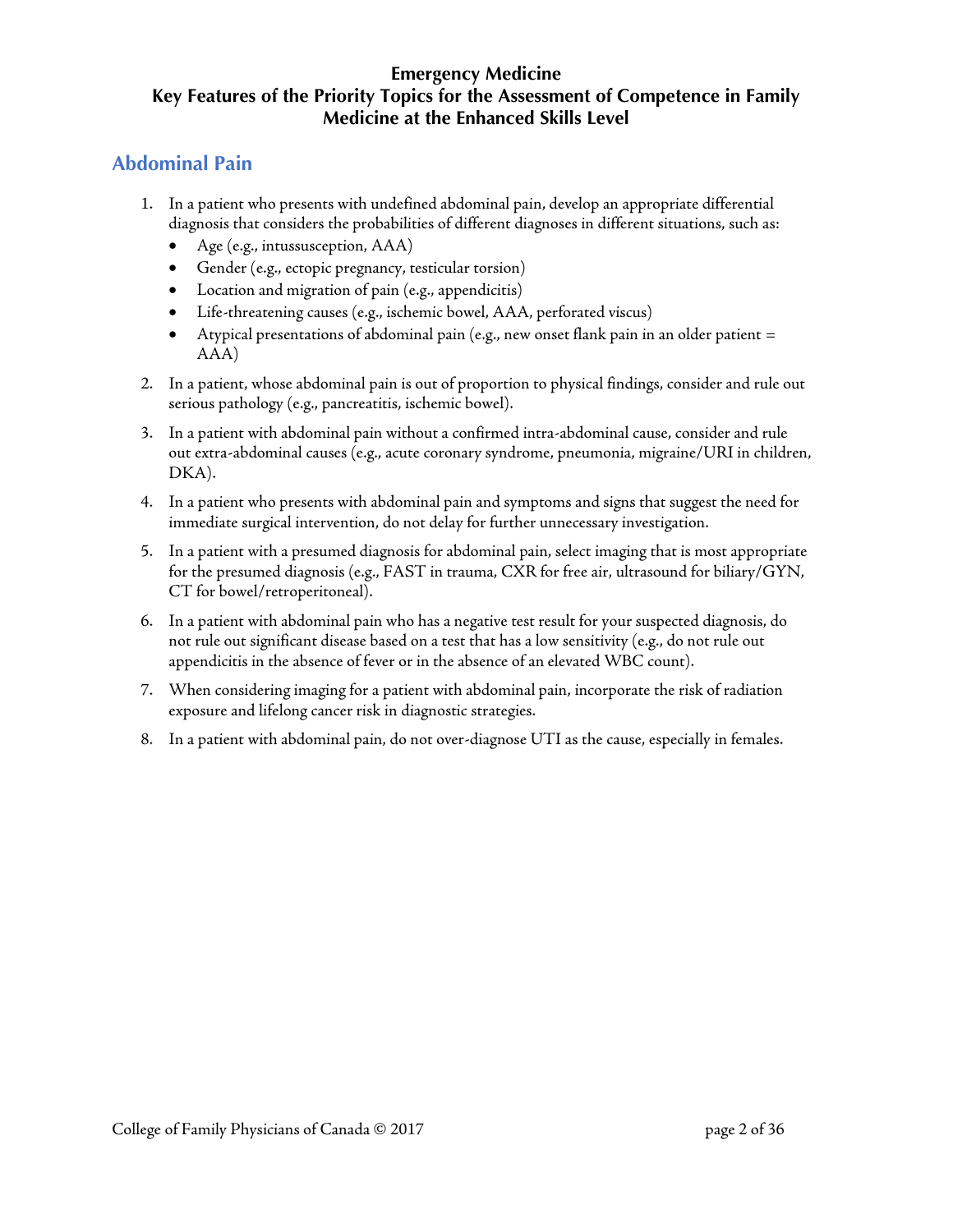# Emergency Medicine
# Key Features of the Priority Topics for the Assessment of Competence in Family Medicine at the Enhanced Skills Level

## Abdominal Pain

1. In a patient who presents with undefined abdominal pain, develop an appropriate differential diagnosis that considers the probabilities of different diagnoses in different situations, such as:
   - Age (e.g., intussusception, AAA)
   - Gender (e.g., ectopic pregnancy, testicular torsion)
   - Location and migration of pain (e.g., appendicitis)
   - Life-threatening causes (e.g., ischemic bowel, AAA, perforated viscus)
   - Atypical presentations of abdominal pain (e.g., new onset flank pain in an older patient = AAA)
2. In a patient, whose abdominal pain is out of proportion to physical findings, consider and rule out serious pathology (e.g., pancreatitis, ischemic bowel).
3. In a patient with abdominal pain without a confirmed intra-abdominal cause, consider and rule out extra-abdominal causes (e.g., acute coronary syndrome, pneumonia, migraine/URI in children, DKA).
4. In a patient who presents with abdominal pain and symptoms and signs that suggest the need for immediate surgical intervention, do not delay for further unnecessary investigation.
5. In a patient with a presumed diagnosis for abdominal pain, select imaging that is most appropriate for the presumed diagnosis (e.g., FAST in trauma, CXR for free air, ultrasound for biliary/GYN, CT for bowel/retroperitoneal).
6. In a patient with abdominal pain who has a negative test result for your suspected diagnosis, do not rule out significant disease based on a test that has a low sensitivity (e.g., do not rule out appendicitis in the absence of fever or in the absence of an elevated WBC count).
7. When considering imaging for a patient with abdominal pain, incorporate the risk of radiation exposure and lifelong cancer risk in diagnostic strategies.
8. In a patient with abdominal pain, do not over-diagnose UTI as the cause, especially in females.

College of Family Physicians of Canada © 2017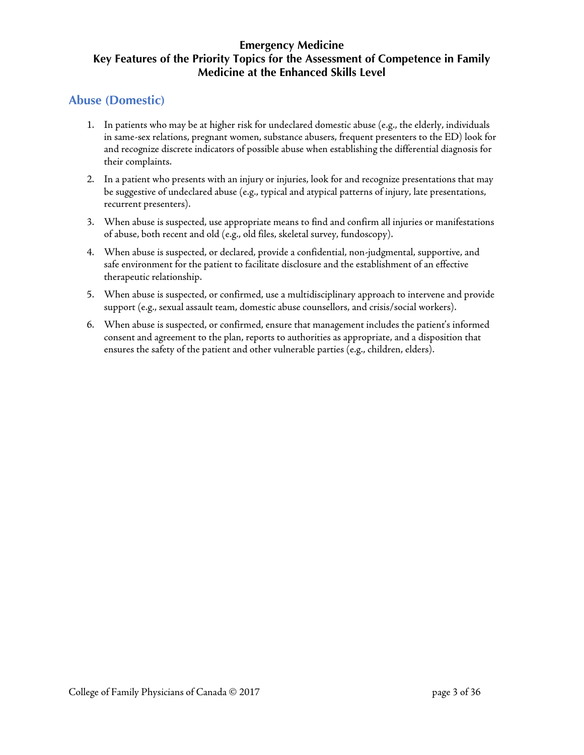# Emergency Medicine
# Key Features of the Priority Topics for the Assessment of Competence in Family Medicine at the Enhanced Skills Level

## Abuse (Domestic)

1. In patients who may be at higher risk for undeclared domestic abuse (e.g., the elderly, individuals in same-sex relations, pregnant women, substance abusers, frequent presenters to the ED) look for and recognize discrete indicators of possible abuse when establishing the differential diagnosis for their complaints.
2. In a patient who presents with an injury or injuries, look for and recognize presentations that may be suggestive of undeclared abuse (e.g., typical and atypical patterns of injury, late presentations, recurrent presenters).
3. When abuse is suspected, use appropriate means to find and confirm all injuries or manifestations of abuse, both recent and old (e.g., old files, skeletal survey, fundoscopy).
4. When abuse is suspected, or declared, provide a confidential, non-judgmental, supportive, and safe environment for the patient to facilitate disclosure and the establishment of an effective therapeutic relationship.
5. When abuse is suspected, or confirmed, use a multidisciplinary approach to intervene and provide support (e.g., sexual assault team, domestic abuse counsellors, and crisis/social workers).
6. When abuse is suspected, or confirmed, ensure that management includes the patient's informed consent and agreement to the plan, reports to authorities as appropriate, and a disposition that ensures the safety of the patient and other vulnerable parties (e.g., children, elders).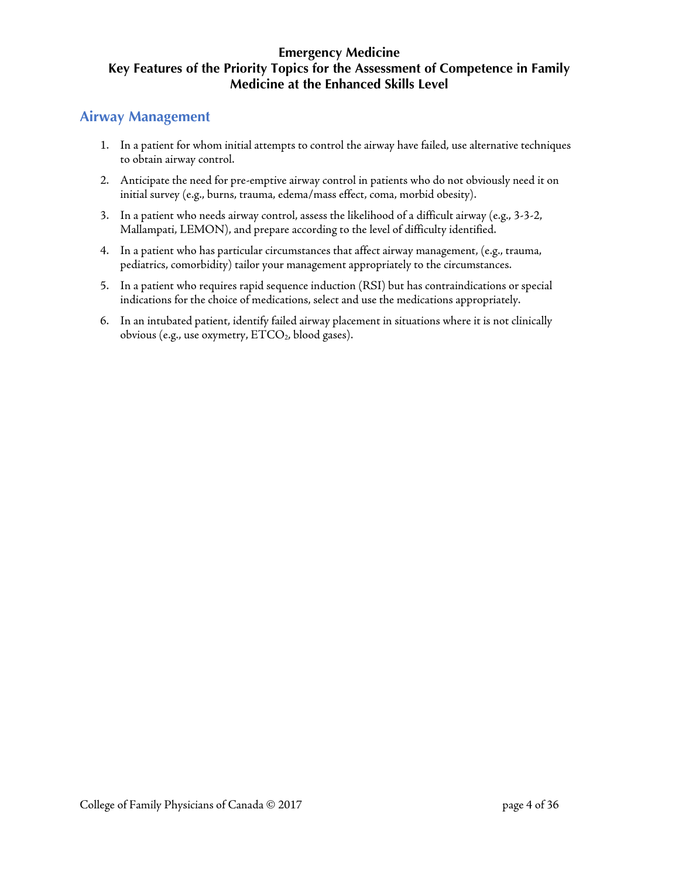# Emergency Medicine
# Key Features of the Priority Topics for the Assessment of Competence in Family Medicine at the Enhanced Skills Level

## Airway Management

1. In a patient for whom initial attempts to control the airway have failed, use alternative techniques to obtain airway control.
2. Anticipate the need for pre-emptive airway control in patients who do not obviously need it on initial survey (e.g., burns, trauma, edema/mass effect, coma, morbid obesity).
3. In a patient who needs airway control, assess the likelihood of a difficult airway (e.g., 3-3-2, Mallampati, LEMON), and prepare according to the level of difficulty identified.
4. In a patient who has particular circumstances that affect airway management, (e.g., trauma, pediatrics, comorbidity) tailor your management appropriately to the circumstances.
5. In a patient who requires rapid sequence induction (RSI) but has contraindications or special indications for the choice of medications, select and use the medications appropriately.
6. In an intubated patient, identify failed airway placement in situations where it is not clinically obvious (e.g., use oxymetry, $ETCO_2$, blood gases).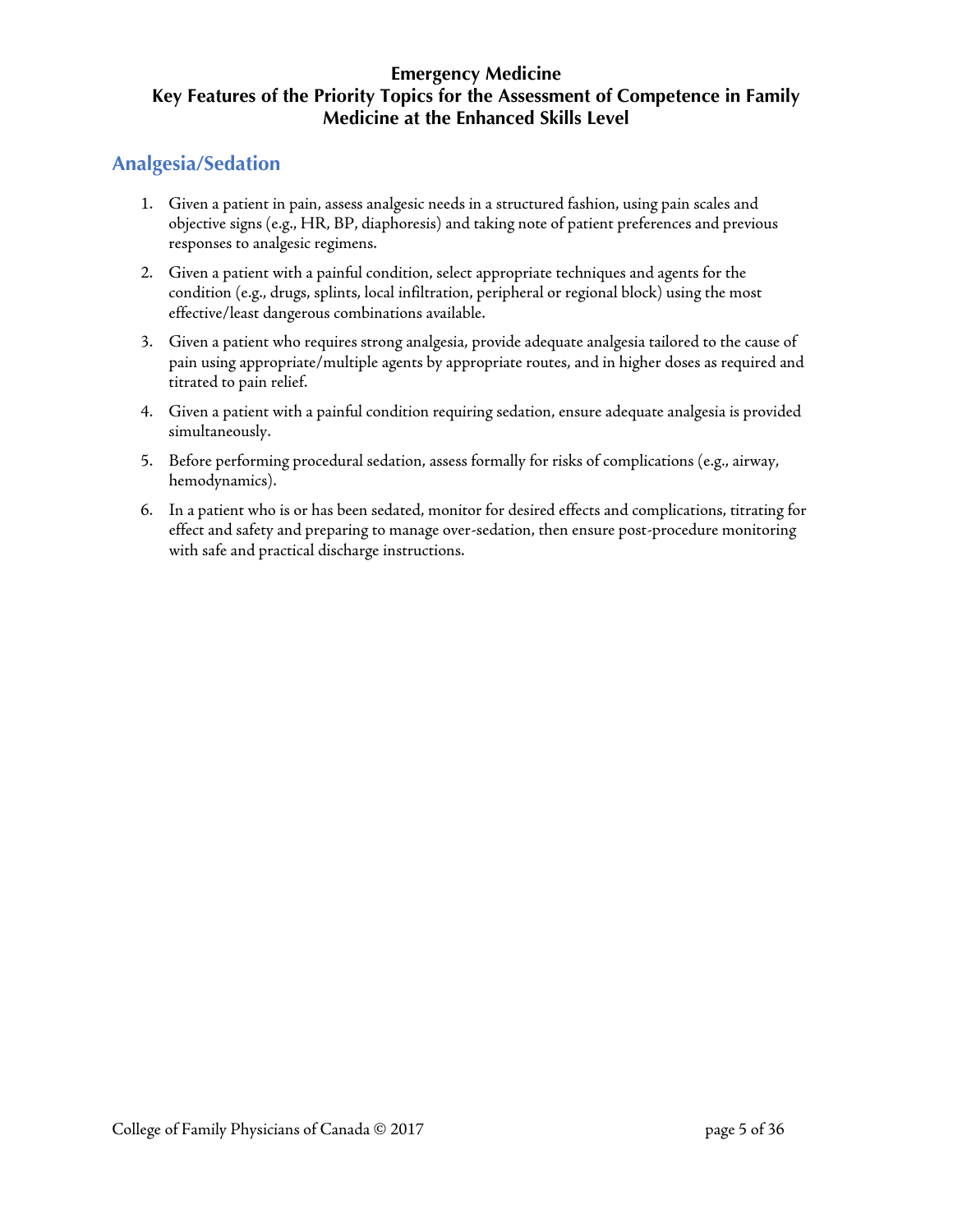**Emergency Medicine**
**Key Features of the Priority Topics for the Assessment of Competence in Family Medicine at the Enhanced Skills Level**

## Analgesia/Sedation

1. Given a patient in pain, assess analgesic needs in a structured fashion, using pain scales and objective signs (e.g., HR, BP, diaphoresis) and taking note of patient preferences and previous responses to analgesic regimens.
2. Given a patient with a painful condition, select appropriate techniques and agents for the condition (e.g., drugs, splints, local infiltration, peripheral or regional block) using the most effective/least dangerous combinations available.
3. Given a patient who requires strong analgesia, provide adequate analgesia tailored to the cause of pain using appropriate/multiple agents by appropriate routes, and in higher doses as required and titrated to pain relief.
4. Given a patient with a painful condition requiring sedation, ensure adequate analgesia is provided simultaneously.
5. Before performing procedural sedation, assess formally for risks of complications (e.g., airway, hemodynamics).
6. In a patient who is or has been sedated, monitor for desired effects and complications, titrating for effect and safety and preparing to manage over-sedation, then ensure post-procedure monitoring with safe and practical discharge instructions.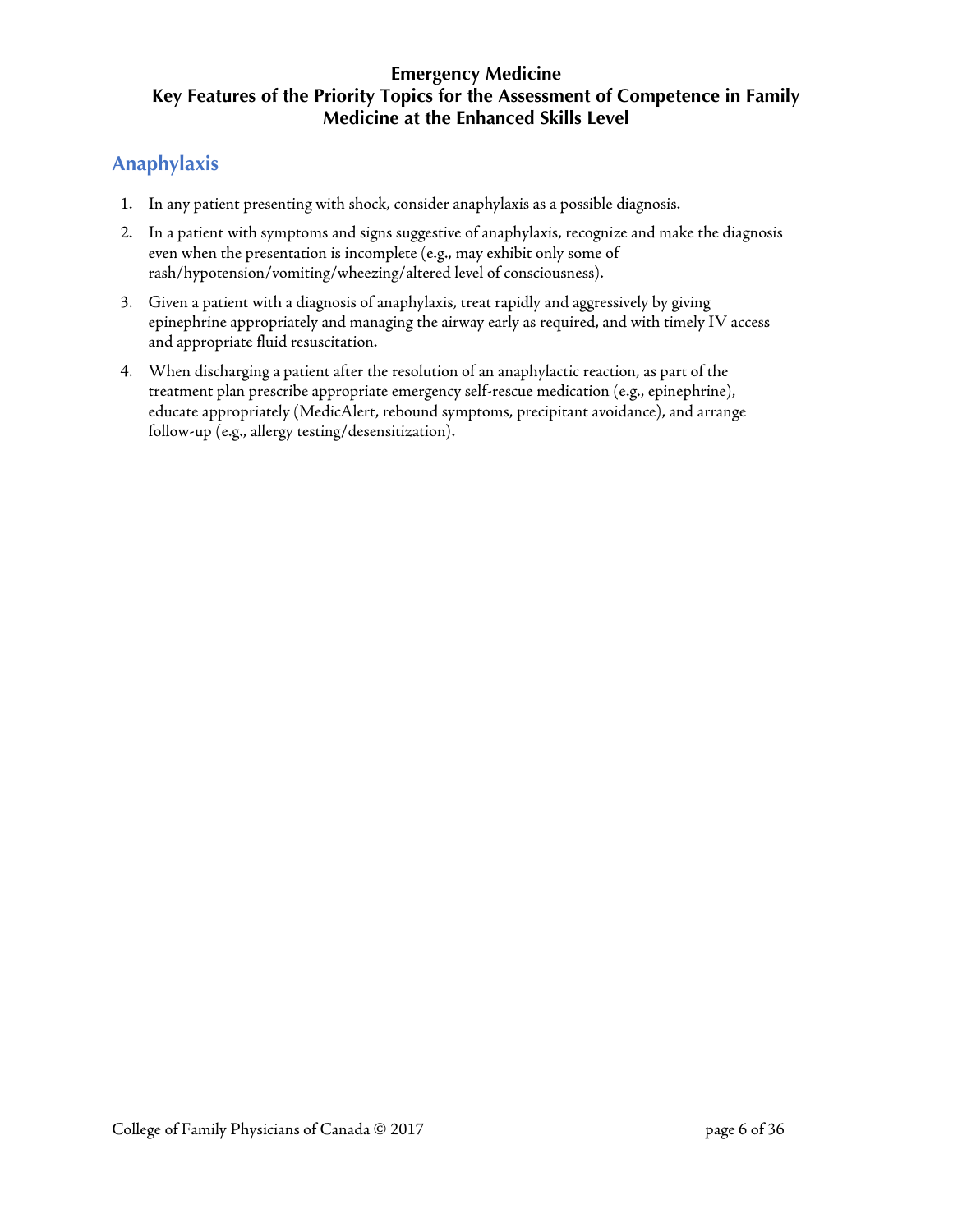# Emergency Medicine
# Key Features of the Priority Topics for the Assessment of Competence in Family Medicine at the Enhanced Skills Level

## Anaphylaxis

1. In any patient presenting with shock, consider anaphylaxis as a possible diagnosis.
2. In a patient with symptoms and signs suggestive of anaphylaxis, recognize and make the diagnosis even when the presentation is incomplete (e.g., may exhibit only some of rash/hypotension/vomiting/wheezing/altered level of consciousness).
3. Given a patient with a diagnosis of anaphylaxis, treat rapidly and aggressively by giving epinephrine appropriately and managing the airway early as required, and with timely IV access and appropriate fluid resuscitation.
4. When discharging a patient after the resolution of an anaphylactic reaction, as part of the treatment plan prescribe appropriate emergency self-rescue medication (e.g., epinephrine), educate appropriately (MedicAlert, rebound symptoms, precipitant avoidance), and arrange follow-up (e.g., allergy testing/desensitization).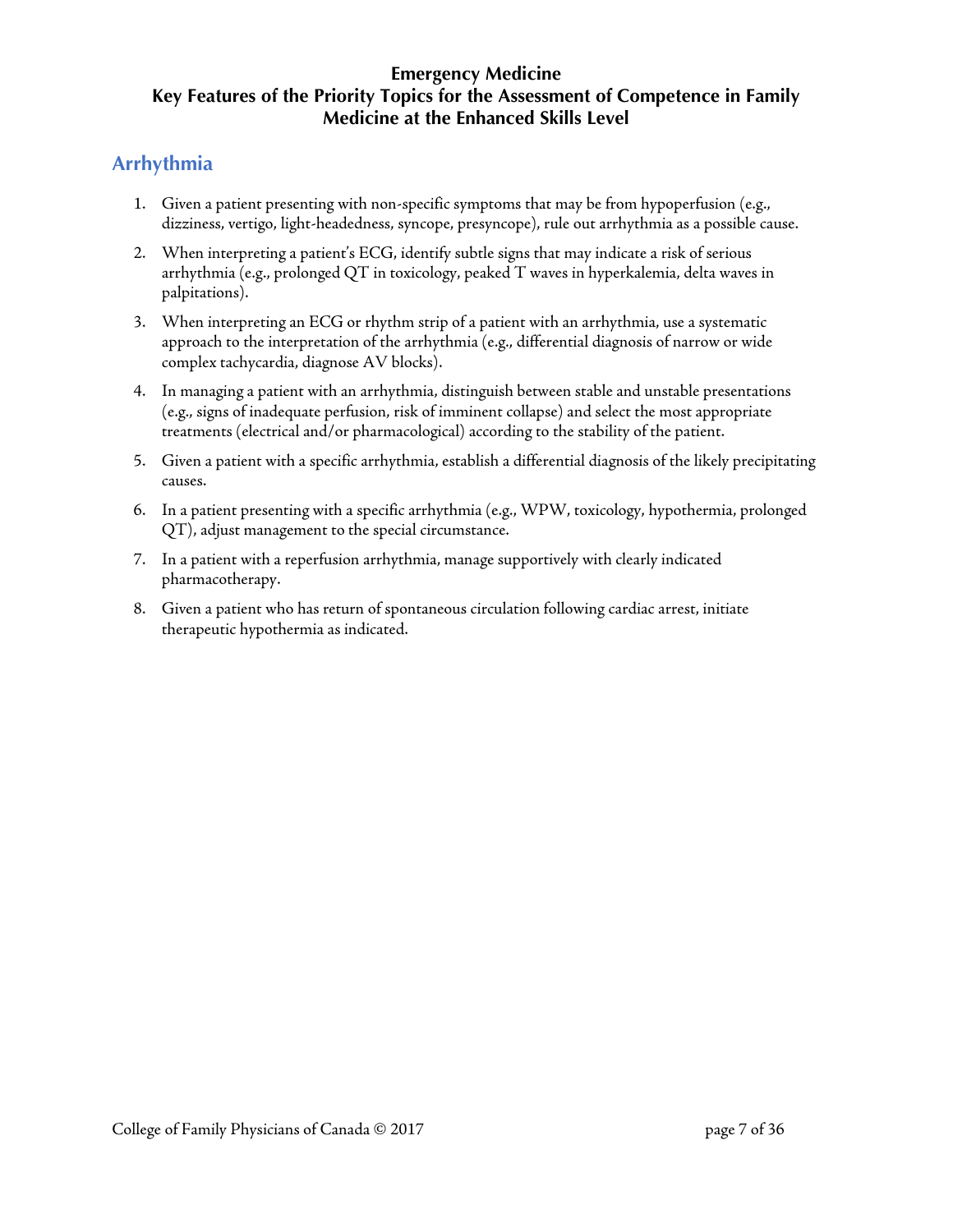**Emergency Medicine**
**Key Features of the Priority Topics for the Assessment of Competence in Family Medicine at the Enhanced Skills Level**

## Arrhythmia

1. Given a patient presenting with non-specific symptoms that may be from hypoperfusion (e.g., dizziness, vertigo, light-headedness, syncope, presyncope), rule out arrhythmia as a possible cause.
2. When interpreting a patient's ECG, identify subtle signs that may indicate a risk of serious arrhythmia (e.g., prolonged QT in toxicology, peaked T waves in hyperkalemia, delta waves in palpitations).
3. When interpreting an ECG or rhythm strip of a patient with an arrhythmia, use a systematic approach to the interpretation of the arrhythmia (e.g., differential diagnosis of narrow or wide complex tachycardia, diagnose AV blocks).
4. In managing a patient with an arrhythmia, distinguish between stable and unstable presentations (e.g., signs of inadequate perfusion, risk of imminent collapse) and select the most appropriate treatments (electrical and/or pharmacological) according to the stability of the patient.
5. Given a patient with a specific arrhythmia, establish a differential diagnosis of the likely precipitating causes.
6. In a patient presenting with a specific arrhythmia (e.g., WPW, toxicology, hypothermia, prolonged QT), adjust management to the special circumstance.
7. In a patient with a reperfusion arrhythmia, manage supportively with clearly indicated pharmacotherapy.
8. Given a patient who has return of spontaneous circulation following cardiac arrest, initiate therapeutic hypothermia as indicated.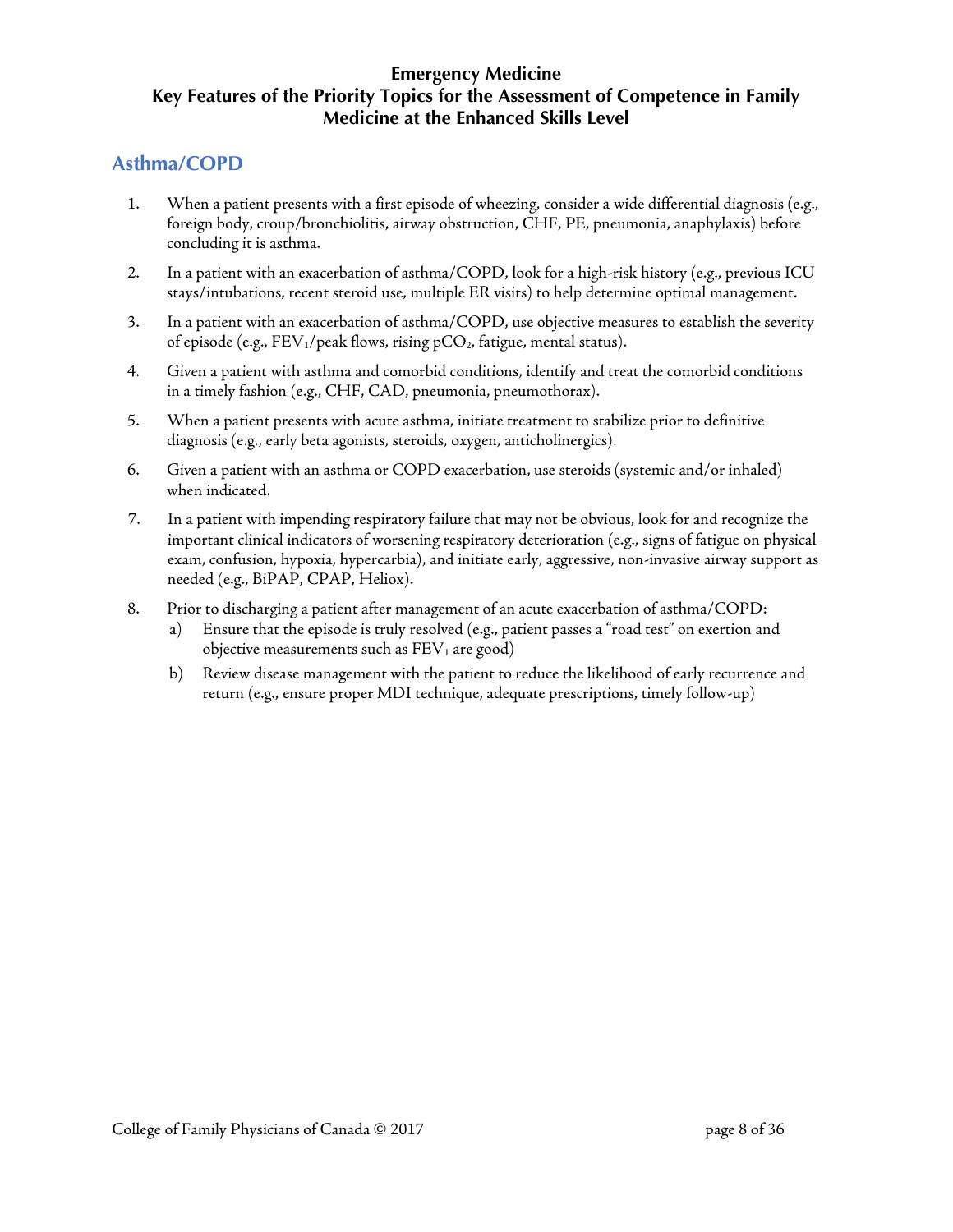# Emergency Medicine
# Key Features of the Priority Topics for the Assessment of Competence in Family Medicine at the Enhanced Skills Level

## Asthma/COPD

1. When a patient presents with a first episode of wheezing, consider a wide differential diagnosis (e.g., foreign body, croup/bronchiolitis, airway obstruction, CHF, PE, pneumonia, anaphylaxis) before concluding it is asthma.
2. In a patient with an exacerbation of asthma/COPD, look for a high-risk history (e.g., previous ICU stays/intubations, recent steroid use, multiple ER visits) to help determine optimal management.
3. In a patient with an exacerbation of asthma/COPD, use objective measures to establish the severity of episode (e.g., $FEV_1$/peak flows, rising $pCO_2$, fatigue, mental status).
4. Given a patient with asthma and comorbid conditions, identify and treat the comorbid conditions in a timely fashion (e.g., CHF, CAD, pneumonia, pneumothorax).
5. When a patient presents with acute asthma, initiate treatment to stabilize prior to definitive diagnosis (e.g., early beta agonists, steroids, oxygen, anticholinergics).
6. Given a patient with an asthma or COPD exacerbation, use steroids (systemic and/or inhaled) when indicated.
7. In a patient with impending respiratory failure that may not be obvious, look for and recognize the important clinical indicators of worsening respiratory deterioration (e.g., signs of fatigue on physical exam, confusion, hypoxia, hypercarbia), and initiate early, aggressive, non-invasive airway support as needed (e.g., BiPAP, CPAP, Heliox).
8. Prior to discharging a patient after management of an acute exacerbation of asthma/COPD:
   a) Ensure that the episode is truly resolved (e.g., patient passes a "road test" on exertion and objective measurements such as $FEV_1$ are good)
   b) Review disease management with the patient to reduce the likelihood of early recurrence and return (e.g., ensure proper MDI technique, adequate prescriptions, timely follow-up)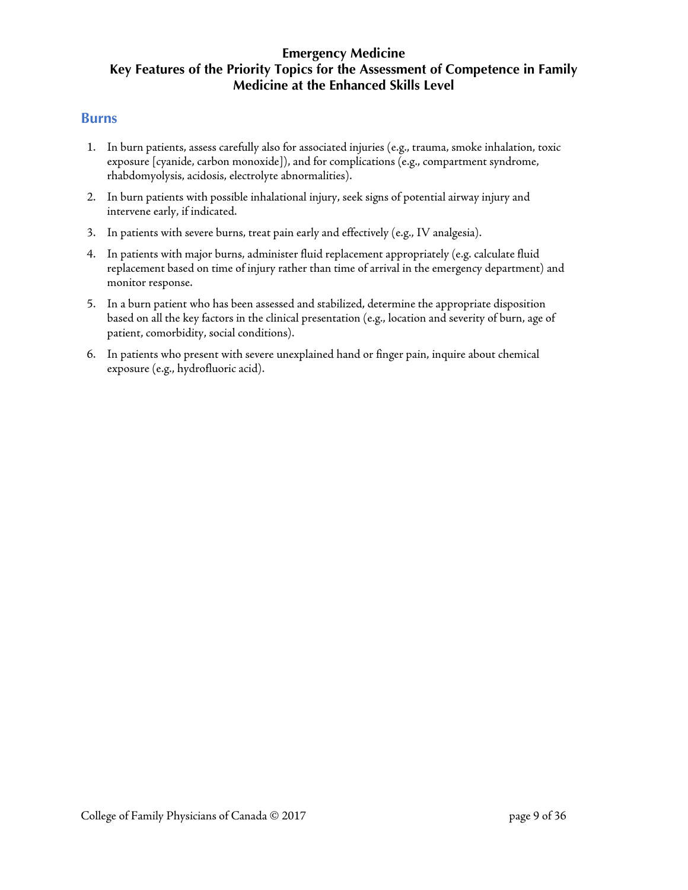# Emergency Medicine
# Key Features of the Priority Topics for the Assessment of Competence in Family Medicine at the Enhanced Skills Level

## Burns

1. In burn patients, assess carefully also for associated injuries (e.g., trauma, smoke inhalation, toxic exposure [cyanide, carbon monoxide]), and for complications (e.g., compartment syndrome, rhabdomyolysis, acidosis, electrolyte abnormalities).
2. In burn patients with possible inhalational injury, seek signs of potential airway injury and intervene early, if indicated.
3. In patients with severe burns, treat pain early and effectively (e.g., IV analgesia).
4. In patients with major burns, administer fluid replacement appropriately (e.g. calculate fluid replacement based on time of injury rather than time of arrival in the emergency department) and monitor response.
5. In a burn patient who has been assessed and stabilized, determine the appropriate disposition based on all the key factors in the clinical presentation (e.g., location and severity of burn, age of patient, comorbidity, social conditions).
6. In patients who present with severe unexplained hand or finger pain, inquire about chemical exposure (e.g., hydrofluoric acid).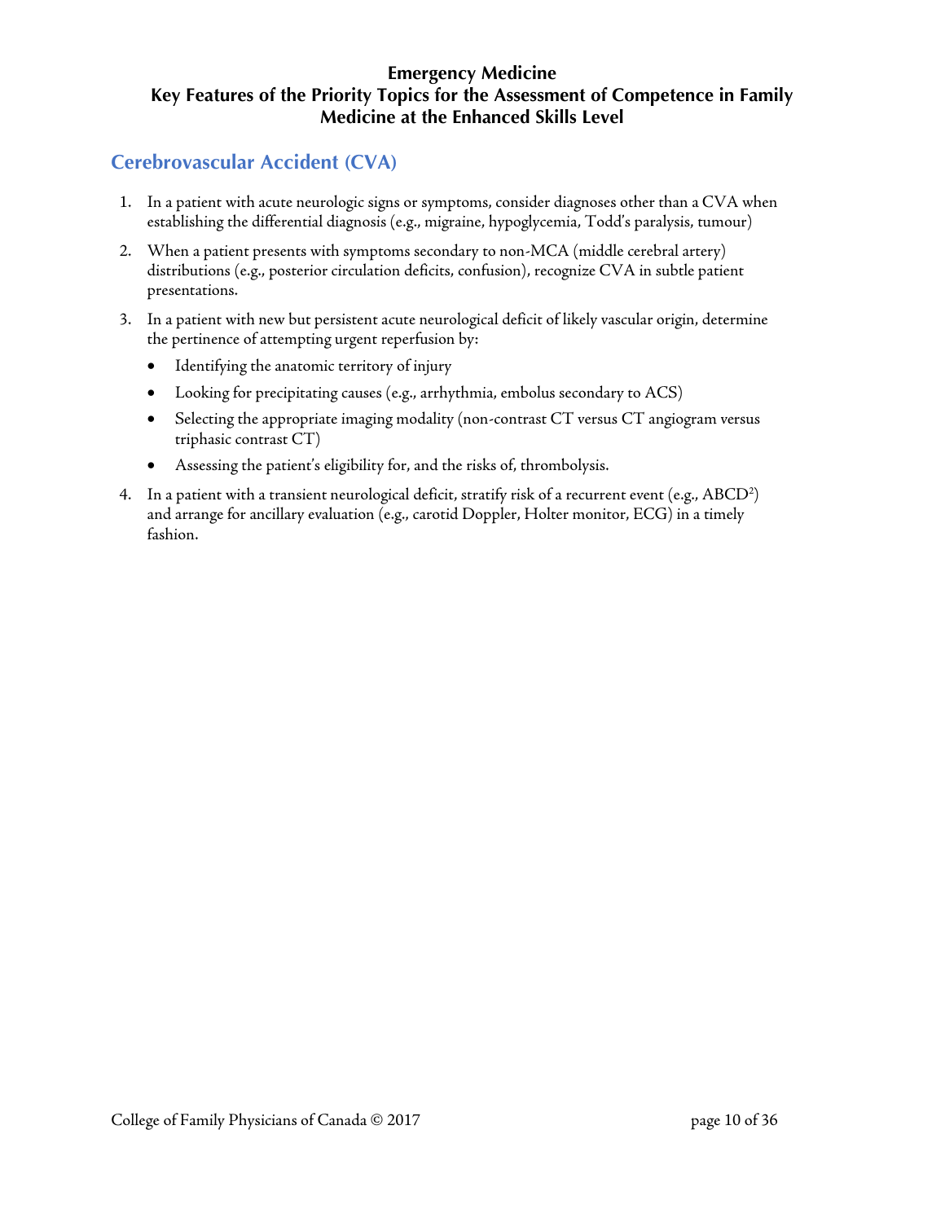**Emergency Medicine**
**Key Features of the Priority Topics for the Assessment of Competence in Family Medicine at the Enhanced Skills Level**

## Cerebrovascular Accident (CVA)

1. In a patient with acute neurologic signs or symptoms, consider diagnoses other than a CVA when establishing the differential diagnosis (e.g., migraine, hypoglycemia, Todd's paralysis, tumour)
2. When a patient presents with symptoms secondary to non-MCA (middle cerebral artery) distributions (e.g., posterior circulation deficits, confusion), recognize CVA in subtle patient presentations.
3. In a patient with new but persistent acute neurological deficit of likely vascular origin, determine the pertinence of attempting urgent reperfusion by:
   - Identifying the anatomic territory of injury
   - Looking for precipitating causes (e.g., arrhythmia, embolus secondary to ACS)
   - Selecting the appropriate imaging modality (non-contrast CT versus CT angiogram versus triphasic contrast CT)
   - Assessing the patient's eligibility for, and the risks of, thrombolysis.
4. In a patient with a transient neurological deficit, stratify risk of a recurrent event (e.g., $ABCD^2$) and arrange for ancillary evaluation (e.g., carotid Doppler, Holter monitor, ECG) in a timely fashion.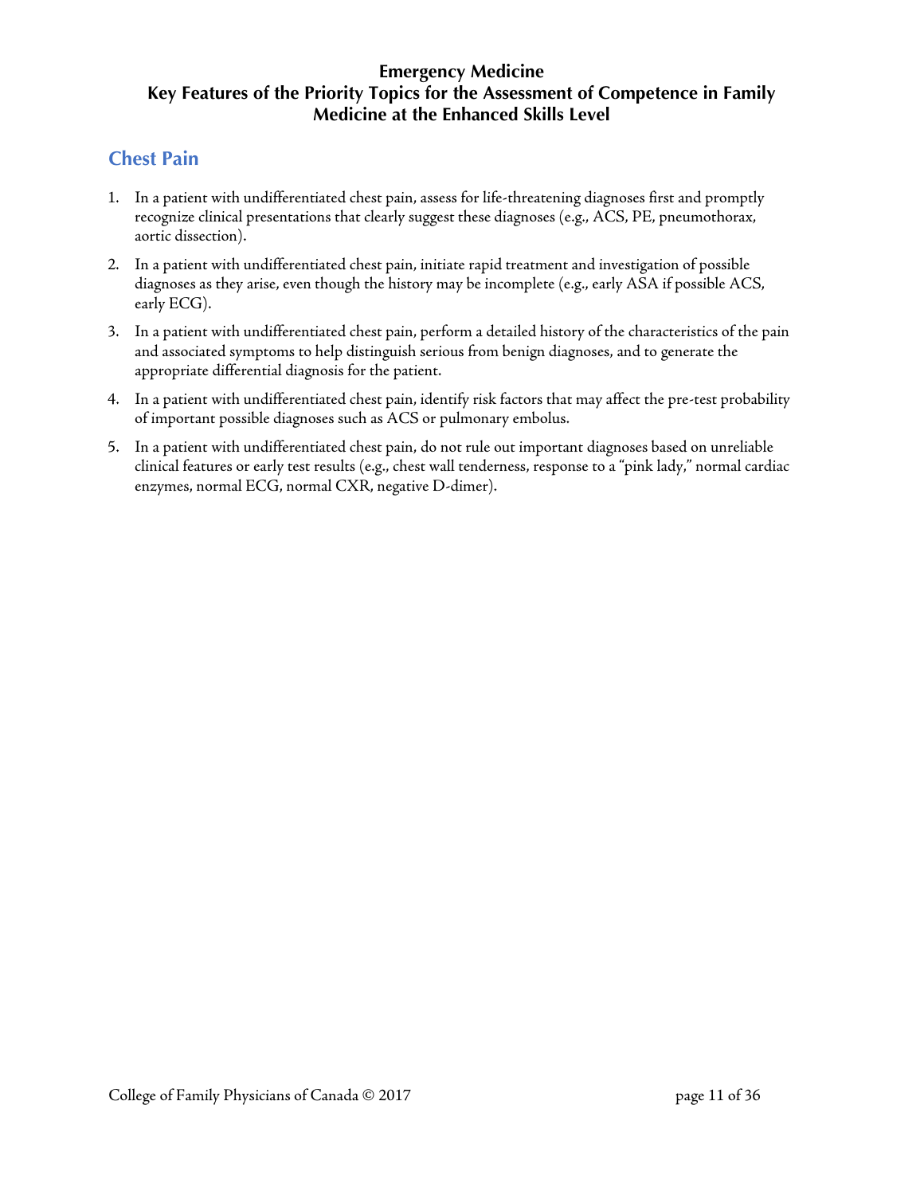# Emergency Medicine
# Key Features of the Priority Topics for the Assessment of Competence in Family Medicine at the Enhanced Skills Level

## Chest Pain

1. In a patient with undifferentiated chest pain, assess for life-threatening diagnoses first and promptly recognize clinical presentations that clearly suggest these diagnoses (e.g., ACS, PE, pneumothorax, aortic dissection).
2. In a patient with undifferentiated chest pain, initiate rapid treatment and investigation of possible diagnoses as they arise, even though the history may be incomplete (e.g., early ASA if possible ACS, early ECG).
3. In a patient with undifferentiated chest pain, perform a detailed history of the characteristics of the pain and associated symptoms to help distinguish serious from benign diagnoses, and to generate the appropriate differential diagnosis for the patient.
4. In a patient with undifferentiated chest pain, identify risk factors that may affect the pre-test probability of important possible diagnoses such as ACS or pulmonary embolus.
5. In a patient with undifferentiated chest pain, do not rule out important diagnoses based on unreliable clinical features or early test results (e.g., chest wall tenderness, response to a "pink lady," normal cardiac enzymes, normal ECG, normal CXR, negative D-dimer).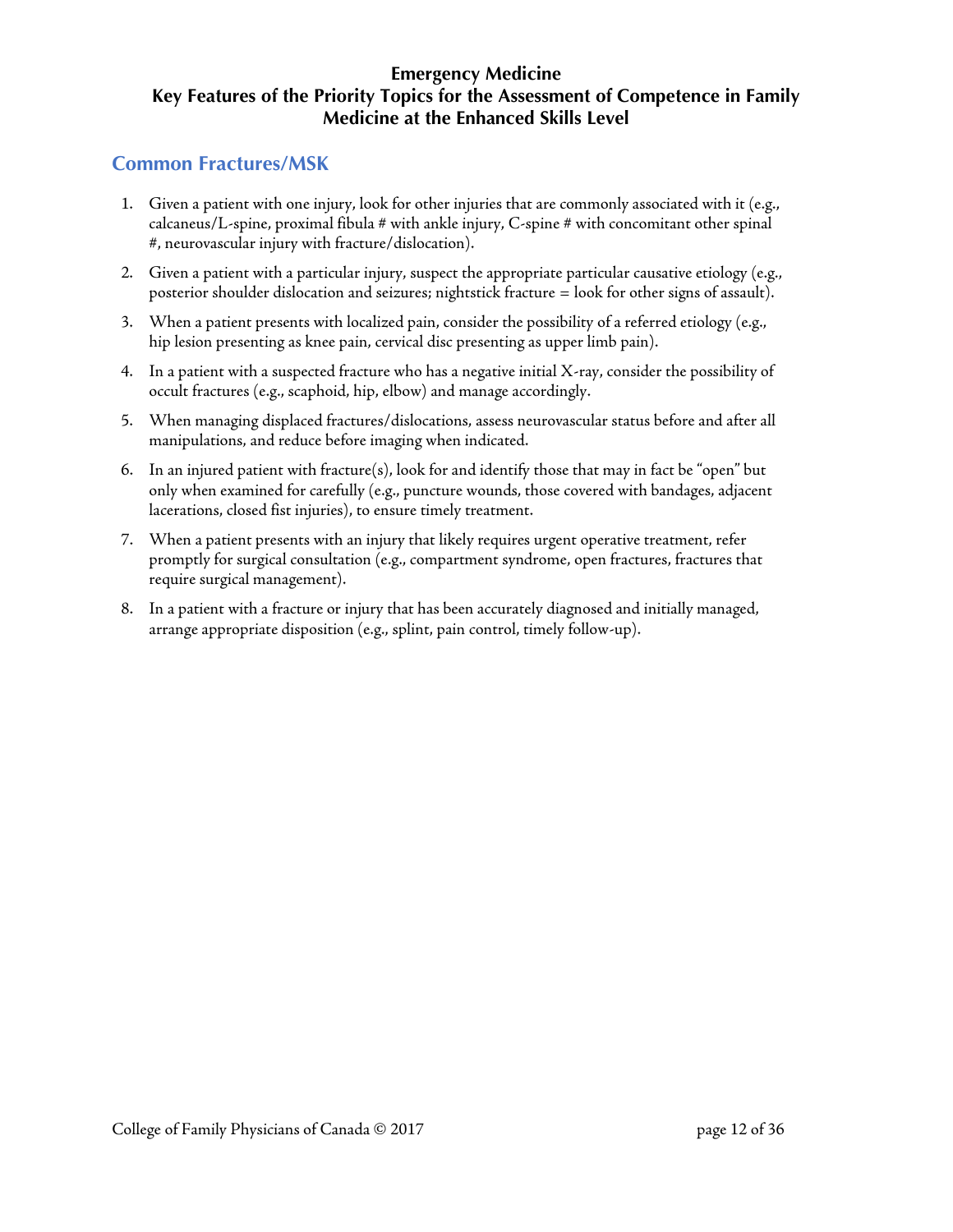**Emergency Medicine**
**Key Features of the Priority Topics for the Assessment of Competence in Family Medicine at the Enhanced Skills Level**

## Common Fractures/MSK

1. Given a patient with one injury, look for other injuries that are commonly associated with it (e.g., calcaneus/L-spine, proximal fibula # with ankle injury, C-spine # with concomitant other spinal #, neurovascular injury with fracture/dislocation).
2. Given a patient with a particular injury, suspect the appropriate particular causative etiology (e.g., posterior shoulder dislocation and seizures; nightstick fracture = look for other signs of assault).
3. When a patient presents with localized pain, consider the possibility of a referred etiology (e.g., hip lesion presenting as knee pain, cervical disc presenting as upper limb pain).
4. In a patient with a suspected fracture who has a negative initial X-ray, consider the possibility of occult fractures (e.g., scaphoid, hip, elbow) and manage accordingly.
5. When managing displaced fractures/dislocations, assess neurovascular status before and after all manipulations, and reduce before imaging when indicated.
6. In an injured patient with fracture(s), look for and identify those that may in fact be "open" but only when examined for carefully (e.g., puncture wounds, those covered with bandages, adjacent lacerations, closed fist injuries), to ensure timely treatment.
7. When a patient presents with an injury that likely requires urgent operative treatment, refer promptly for surgical consultation (e.g., compartment syndrome, open fractures, fractures that require surgical management).
8. In a patient with a fracture or injury that has been accurately diagnosed and initially managed, arrange appropriate disposition (e.g., splint, pain control, timely follow-up).

College of Family Physicians of Canada © 2017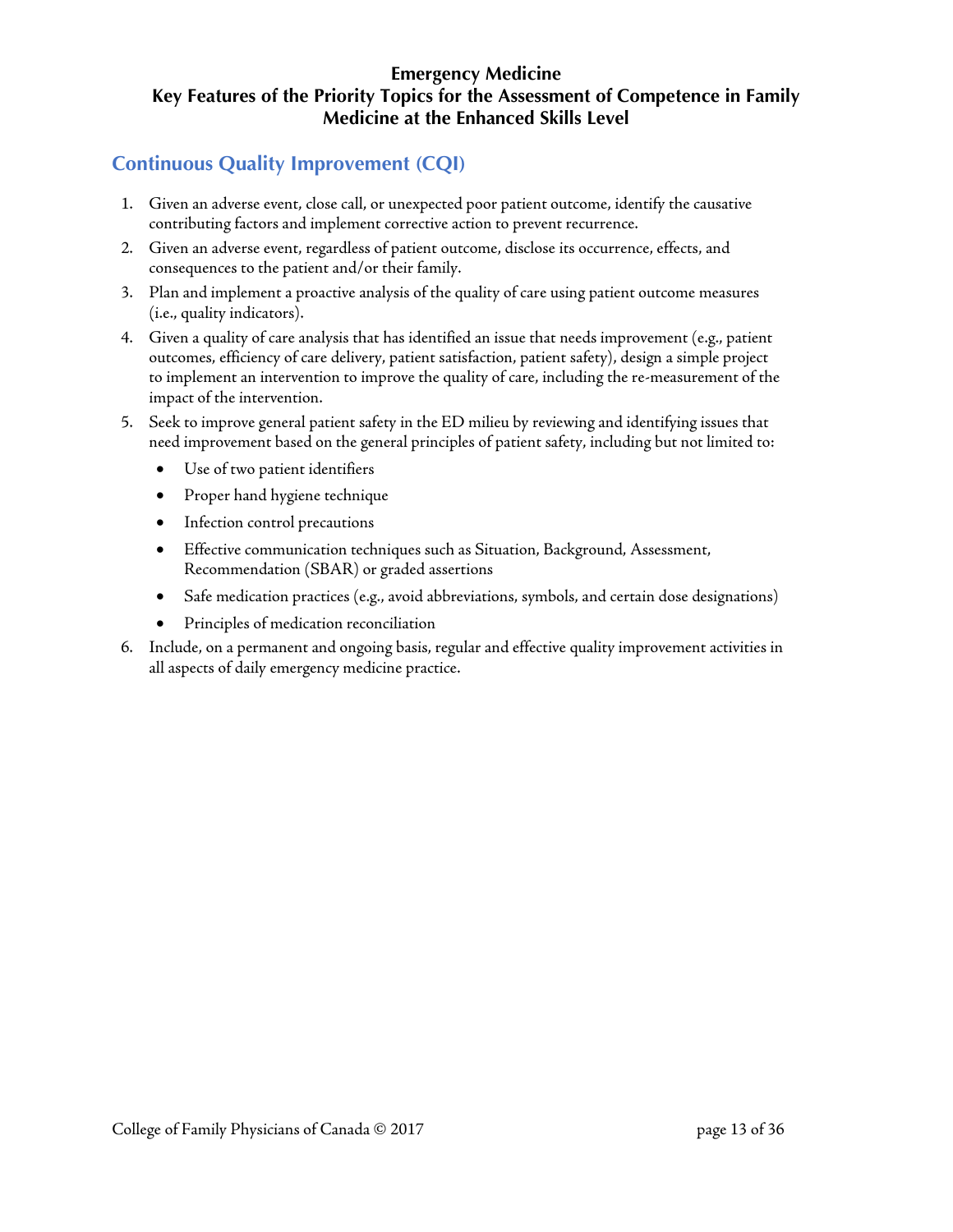# Emergency Medicine
# Key Features of the Priority Topics for the Assessment of Competence in Family Medicine at the Enhanced Skills Level

## Continuous Quality Improvement (CQI)

1. Given an adverse event, close call, or unexpected poor patient outcome, identify the causative contributing factors and implement corrective action to prevent recurrence.
2. Given an adverse event, regardless of patient outcome, disclose its occurrence, effects, and consequences to the patient and/or their family.
3. Plan and implement a proactive analysis of the quality of care using patient outcome measures (i.e., quality indicators).
4. Given a quality of care analysis that has identified an issue that needs improvement (e.g., patient outcomes, efficiency of care delivery, patient satisfaction, patient safety), design a simple project to implement an intervention to improve the quality of care, including the re-measurement of the impact of the intervention.
5. Seek to improve general patient safety in the ED milieu by reviewing and identifying issues that need improvement based on the general principles of patient safety, including but not limited to:
   - Use of two patient identifiers
   - Proper hand hygiene technique
   - Infection control precautions
   - Effective communication techniques such as Situation, Background, Assessment, Recommendation (SBAR) or graded assertions
   - Safe medication practices (e.g., avoid abbreviations, symbols, and certain dose designations)
   - Principles of medication reconciliation
6. Include, on a permanent and ongoing basis, regular and effective quality improvement activities in all aspects of daily emergency medicine practice.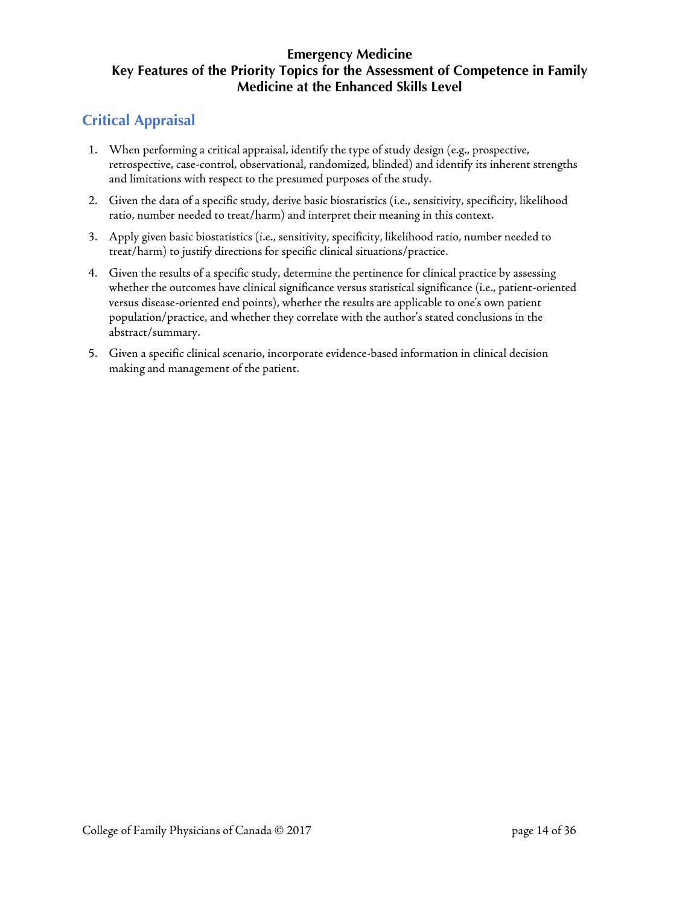**Emergency Medicine**
**Key Features of the Priority Topics for the Assessment of Competence in Family Medicine at the Enhanced Skills Level**

## Critical Appraisal

1. When performing a critical appraisal, identify the type of study design (e.g., prospective, retrospective, case-control, observational, randomized, blinded) and identify its inherent strengths and limitations with respect to the presumed purposes of the study.
2. Given the data of a specific study, derive basic biostatistics (i.e., sensitivity, specificity, likelihood ratio, number needed to treat/harm) and interpret their meaning in this context.
3. Apply given basic biostatistics (i.e., sensitivity, specificity, likelihood ratio, number needed to treat/harm) to justify directions for specific clinical situations/practice.
4. Given the results of a specific study, determine the pertinence for clinical practice by assessing whether the outcomes have clinical significance versus statistical significance (i.e., patient-oriented versus disease-oriented end points), whether the results are applicable to one's own patient population/practice, and whether they correlate with the author's stated conclusions in the abstract/summary.
5. Given a specific clinical scenario, incorporate evidence-based information in clinical decision making and management of the patient.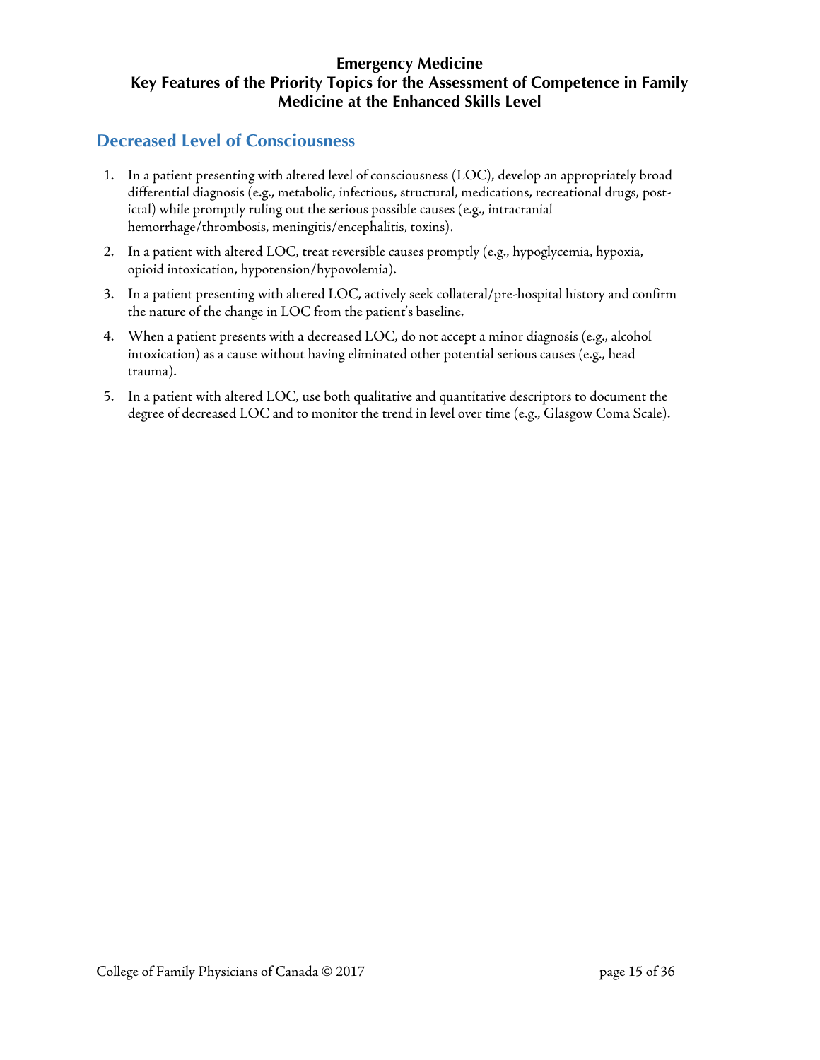## Decreased Level of Consciousness

1. In a patient presenting with altered level of consciousness (LOC), develop an appropriately broad differential diagnosis (e.g., metabolic, infectious, structural, medications, recreational drugs, post-ictal) while promptly ruling out the serious possible causes (e.g., intracranial hemorrhage/thrombosis, meningitis/encephalitis, toxins).
2. In a patient with altered LOC, treat reversible causes promptly (e.g., hypoglycemia, hypoxia, opioid intoxication, hypotension/hypovolemia).
3. In a patient presenting with altered LOC, actively seek collateral/pre-hospital history and confirm the nature of the change in LOC from the patient's baseline.
4. When a patient presents with a decreased LOC, do not accept a minor diagnosis (e.g., alcohol intoxication) as a cause without having eliminated other potential serious causes (e.g., head trauma).
5. In a patient with altered LOC, use both qualitative and quantitative descriptors to document the degree of decreased LOC and to monitor the trend in level over time (e.g., Glasgow Coma Scale).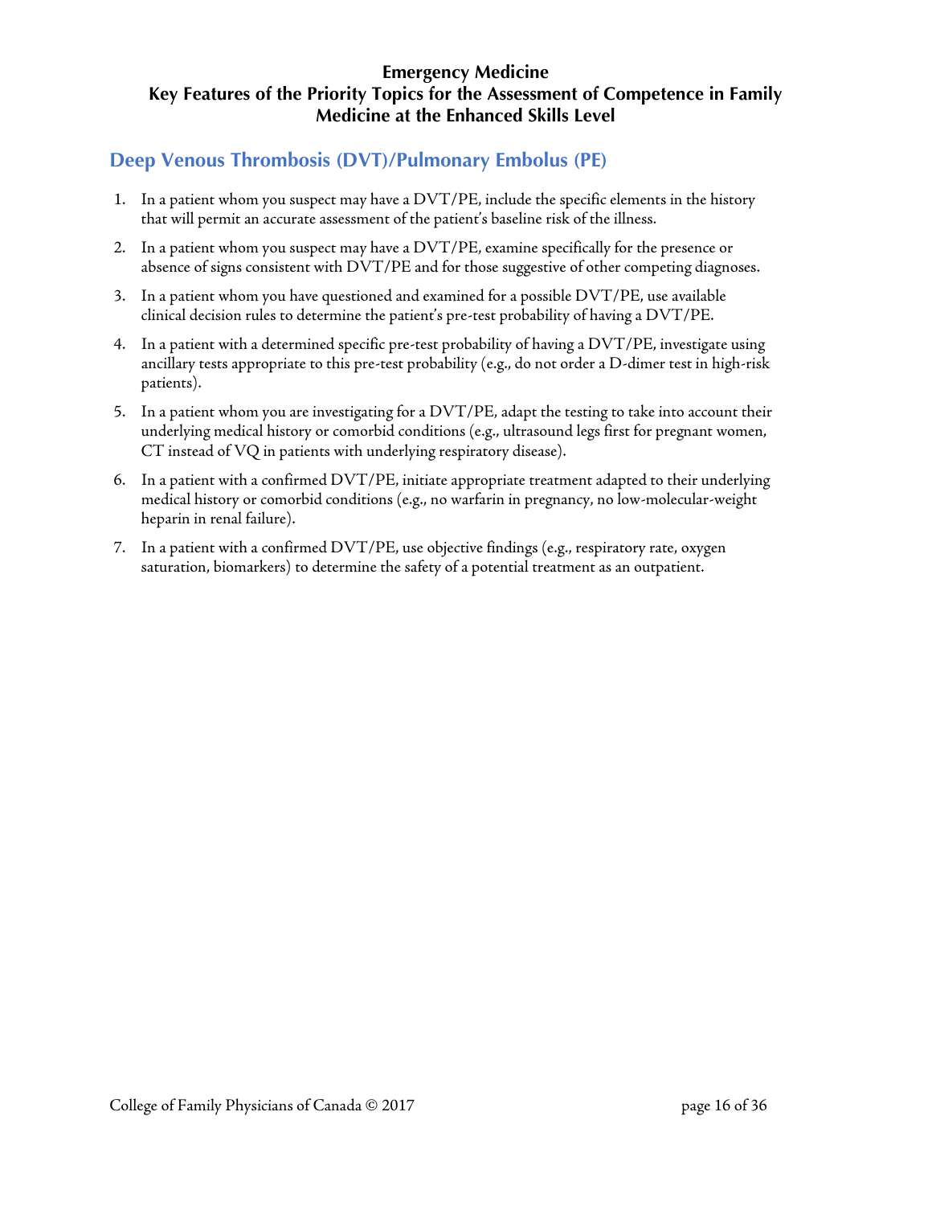**Emergency Medicine**
**Key Features of the Priority Topics for the Assessment of Competence in Family Medicine at the Enhanced Skills Level**

## Deep Venous Thrombosis (DVT)/Pulmonary Embolus (PE)

1. In a patient whom you suspect may have a DVT/PE, include the specific elements in the history that will permit an accurate assessment of the patient's baseline risk of the illness.
2. In a patient whom you suspect may have a DVT/PE, examine specifically for the presence or absence of signs consistent with DVT/PE and for those suggestive of other competing diagnoses.
3. In a patient whom you have questioned and examined for a possible DVT/PE, use available clinical decision rules to determine the patient's pre-test probability of having a DVT/PE.
4. In a patient with a determined specific pre-test probability of having a DVT/PE, investigate using ancillary tests appropriate to this pre-test probability (e.g., do not order a D-dimer test in high-risk patients).
5. In a patient whom you are investigating for a DVT/PE, adapt the testing to take into account their underlying medical history or comorbid conditions (e.g., ultrasound legs first for pregnant women, CT instead of VQ in patients with underlying respiratory disease).
6. In a patient with a confirmed DVT/PE, initiate appropriate treatment adapted to their underlying medical history or comorbid conditions (e.g., no warfarin in pregnancy, no low-molecular-weight heparin in renal failure).
7. In a patient with a confirmed DVT/PE, use objective findings (e.g., respiratory rate, oxygen saturation, biomarkers) to determine the safety of a potential treatment as an outpatient.

College of Family Physicians of Canada © 2017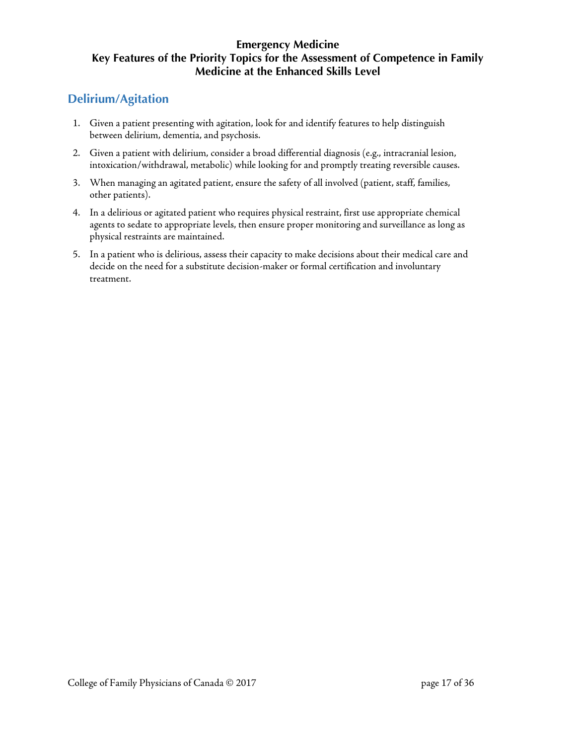**Emergency Medicine**
**Key Features of the Priority Topics for the Assessment of Competence in Family Medicine at the Enhanced Skills Level**

## Delirium/Agitation

1. Given a patient presenting with agitation, look for and identify features to help distinguish between delirium, dementia, and psychosis.
2. Given a patient with delirium, consider a broad differential diagnosis (e.g., intracranial lesion, intoxication/withdrawal, metabolic) while looking for and promptly treating reversible causes.
3. When managing an agitated patient, ensure the safety of all involved (patient, staff, families, other patients).
4. In a delirious or agitated patient who requires physical restraint, first use appropriate chemical agents to sedate to appropriate levels, then ensure proper monitoring and surveillance as long as physical restraints are maintained.
5. In a patient who is delirious, assess their capacity to make decisions about their medical care and decide on the need for a substitute decision-maker or formal certification and involuntary treatment.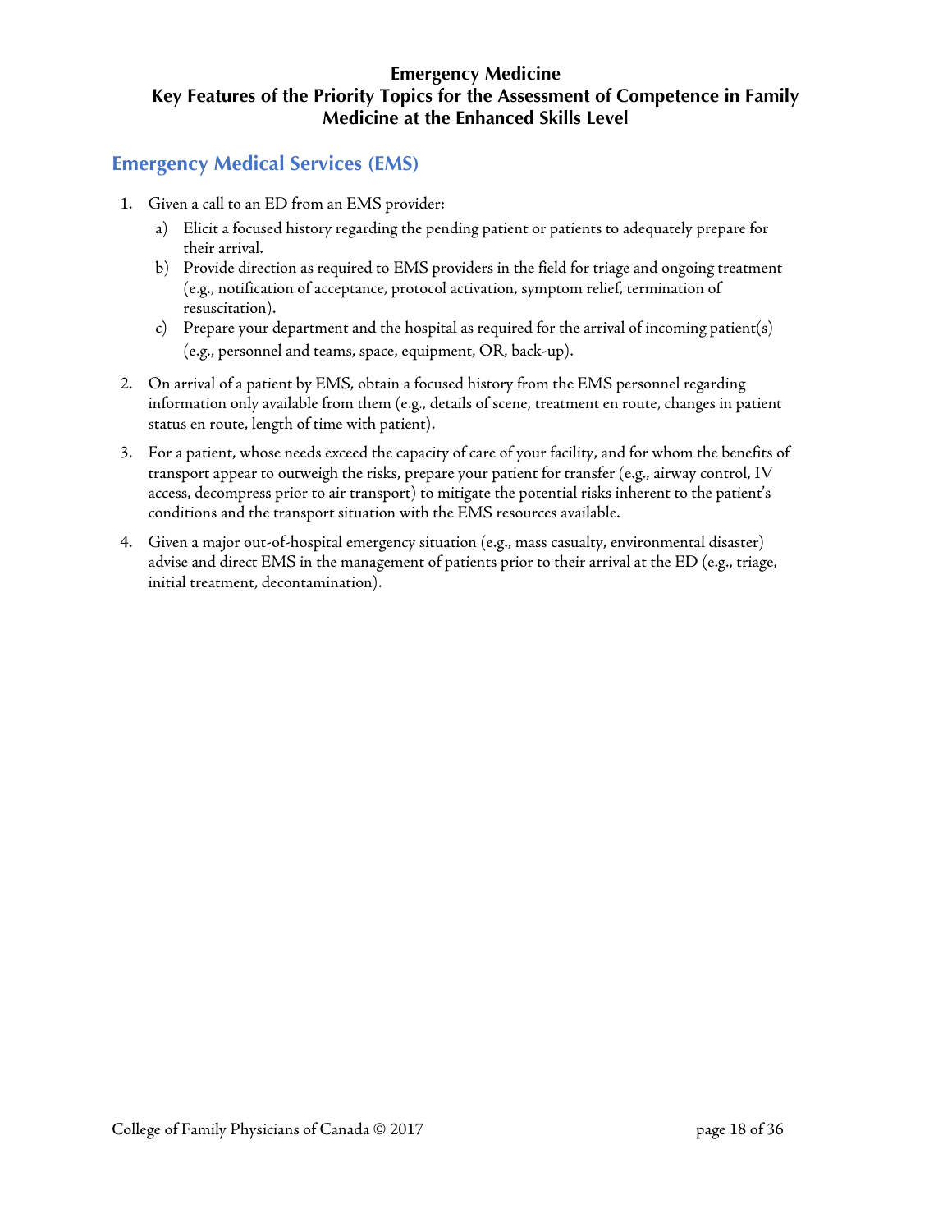# Emergency Medicine
# Key Features of the Priority Topics for the Assessment of Competence in Family Medicine at the Enhanced Skills Level

## Emergency Medical Services (EMS)

1. Given a call to an ED from an EMS provider:
   a) Elicit a focused history regarding the pending patient or patients to adequately prepare for their arrival.
   b) Provide direction as required to EMS providers in the field for triage and ongoing treatment (e.g., notification of acceptance, protocol activation, symptom relief, termination of resuscitation).
   c) Prepare your department and the hospital as required for the arrival of incoming patient(s) (e.g., personnel and teams, space, equipment, OR, back-up).

2. On arrival of a patient by EMS, obtain a focused history from the EMS personnel regarding information only available from them (e.g., details of scene, treatment en route, changes in patient status en route, length of time with patient).

3. For a patient, whose needs exceed the capacity of care of your facility, and for whom the benefits of transport appear to outweigh the risks, prepare your patient for transfer (e.g., airway control, IV access, decompress prior to air transport) to mitigate the potential risks inherent to the patient's conditions and the transport situation with the EMS resources available.

4. Given a major out-of-hospital emergency situation (e.g., mass casualty, environmental disaster) advise and direct EMS in the management of patients prior to their arrival at the ED (e.g., triage, initial treatment, decontamination).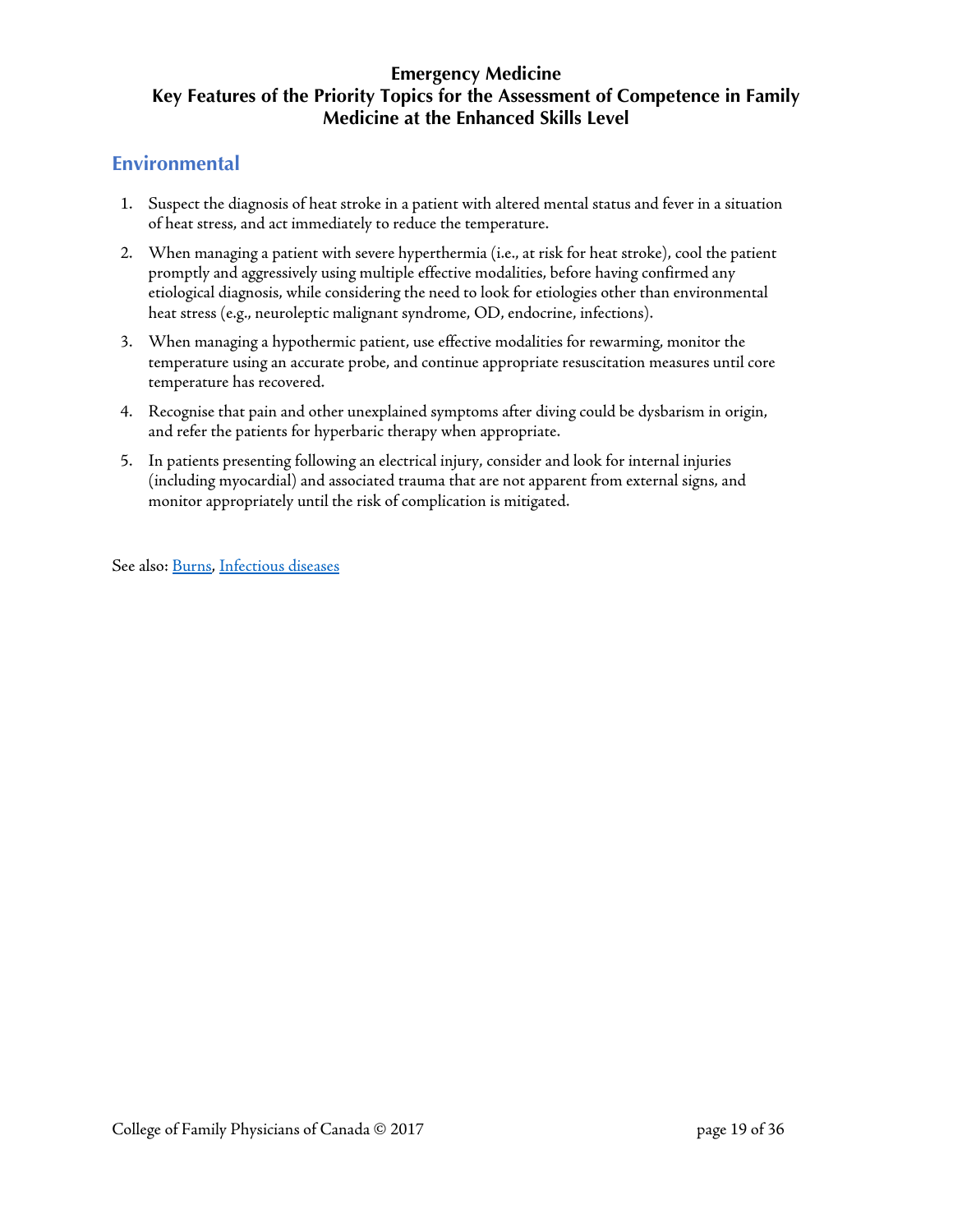**Emergency Medicine**
**Key Features of the Priority Topics for the Assessment of Competence in Family Medicine at the Enhanced Skills Level**

## Environmental

1. Suspect the diagnosis of heat stroke in a patient with altered mental status and fever in a situation of heat stress, and act immediately to reduce the temperature.
2. When managing a patient with severe hyperthermia (i.e., at risk for heat stroke), cool the patient promptly and aggressively using multiple effective modalities, before having confirmed any etiological diagnosis, while considering the need to look for etiologies other than environmental heat stress (e.g., neuroleptic malignant syndrome, OD, endocrine, infections).
3. When managing a hypothermic patient, use effective modalities for rewarming, monitor the temperature using an accurate probe, and continue appropriate resuscitation measures until core temperature has recovered.
4. Recognise that pain and other unexplained symptoms after diving could be dysbarism in origin, and refer the patients for hyperbaric therapy when appropriate.
5. In patients presenting following an electrical injury, consider and look for internal injuries (including myocardial) and associated trauma that are not apparent from external signs, and monitor appropriately until the risk of complication is mitigated.

See also: Burns, Infectious diseases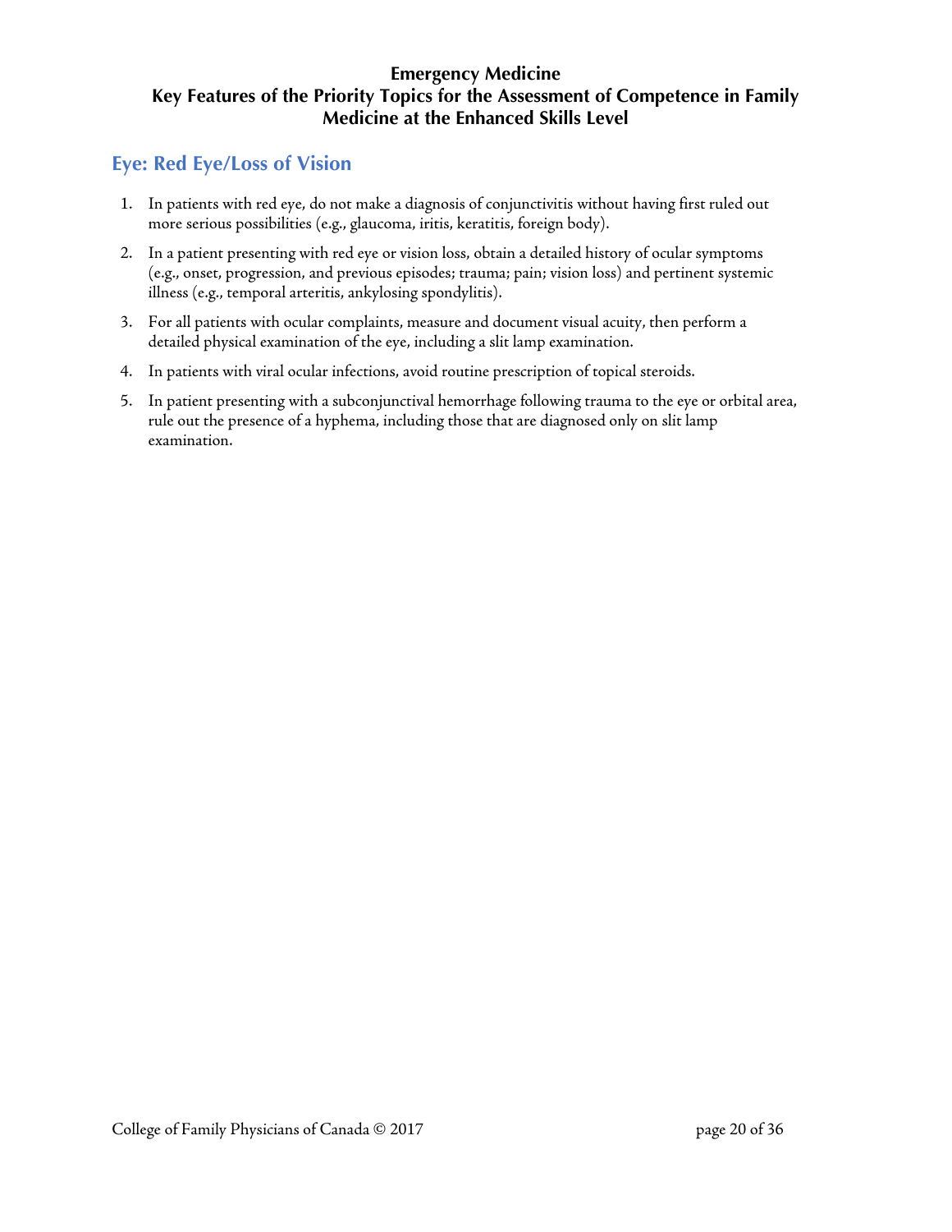**Emergency Medicine**
**Key Features of the Priority Topics for the Assessment of Competence in Family Medicine at the Enhanced Skills Level**

## Eye: Red Eye/Loss of Vision

1. In patients with red eye, do not make a diagnosis of conjunctivitis without having first ruled out more serious possibilities (e.g., glaucoma, iritis, keratitis, foreign body).
2. In a patient presenting with red eye or vision loss, obtain a detailed history of ocular symptoms (e.g., onset, progression, and previous episodes; trauma; pain; vision loss) and pertinent systemic illness (e.g., temporal arteritis, ankylosing spondylitis).
3. For all patients with ocular complaints, measure and document visual acuity, then perform a detailed physical examination of the eye, including a slit lamp examination.
4. In patients with viral ocular infections, avoid routine prescription of topical steroids.
5. In patient presenting with a subconjunctival hemorrhage following trauma to the eye or orbital area, rule out the presence of a hyphema, including those that are diagnosed only on slit lamp examination.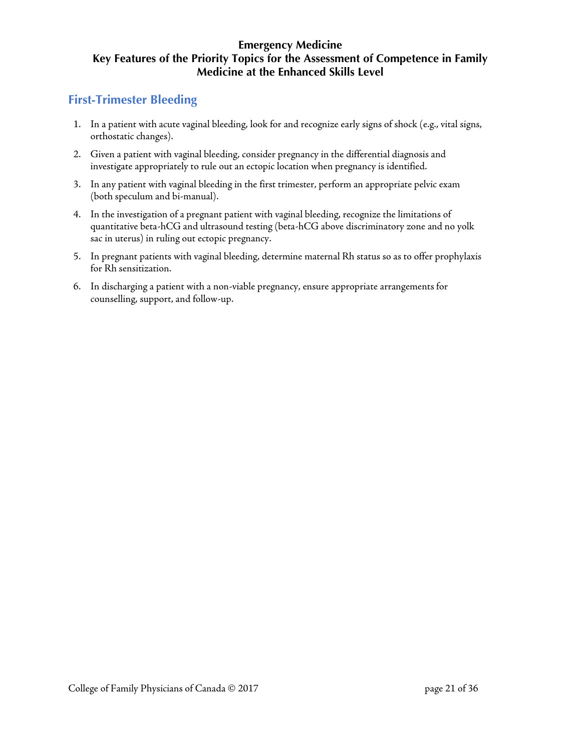**Emergency Medicine**
**Key Features of the Priority Topics for the Assessment of Competence in Family Medicine at the Enhanced Skills Level**

## First-Trimester Bleeding

1. In a patient with acute vaginal bleeding, look for and recognize early signs of shock (e.g., vital signs, orthostatic changes).
2. Given a patient with vaginal bleeding, consider pregnancy in the differential diagnosis and investigate appropriately to rule out an ectopic location when pregnancy is identified.
3. In any patient with vaginal bleeding in the first trimester, perform an appropriate pelvic exam (both speculum and bi-manual).
4. In the investigation of a pregnant patient with vaginal bleeding, recognize the limitations of quantitative beta-hCG and ultrasound testing (beta-hCG above discriminatory zone and no yolk sac in uterus) in ruling out ectopic pregnancy.
5. In pregnant patients with vaginal bleeding, determine maternal Rh status so as to offer prophylaxis for Rh sensitization.
6. In discharging a patient with a non-viable pregnancy, ensure appropriate arrangements for counselling, support, and follow-up.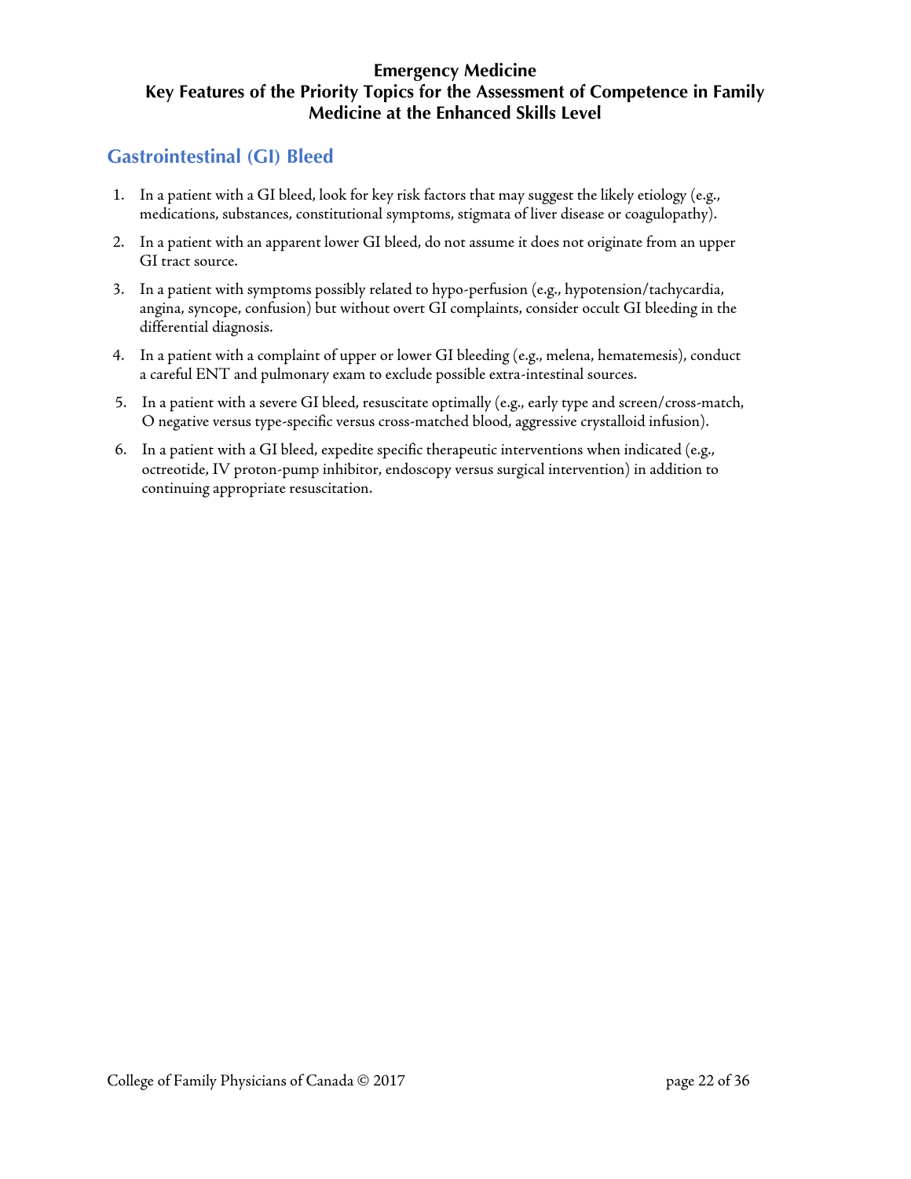**Emergency Medicine**
**Key Features of the Priority Topics for the Assessment of Competence in Family Medicine at the Enhanced Skills Level**

## Gastrointestinal (GI) Bleed

1. In a patient with a GI bleed, look for key risk factors that may suggest the likely etiology (e.g., medications, substances, constitutional symptoms, stigmata of liver disease or coagulopathy).
2. In a patient with an apparent lower GI bleed, do not assume it does not originate from an upper GI tract source.
3. In a patient with symptoms possibly related to hypo-perfusion (e.g., hypotension/tachycardia, angina, syncope, confusion) but without overt GI complaints, consider occult GI bleeding in the differential diagnosis.
4. In a patient with a complaint of upper or lower GI bleeding (e.g., melena, hematemesis), conduct a careful ENT and pulmonary exam to exclude possible extra-intestinal sources.
5. In a patient with a severe GI bleed, resuscitate optimally (e.g., early type and screen/cross-match, O negative versus type-specific versus cross-matched blood, aggressive crystalloid infusion).
6. In a patient with a GI bleed, expedite specific therapeutic interventions when indicated (e.g., octreotide, IV proton-pump inhibitor, endoscopy versus surgical intervention) in addition to continuing appropriate resuscitation.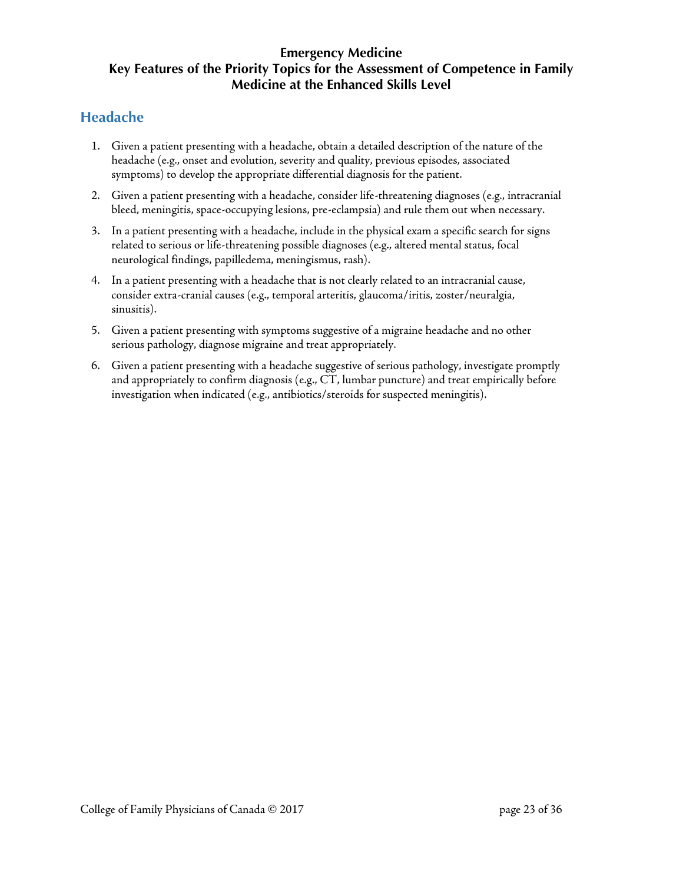**Emergency Medicine**
**Key Features of the Priority Topics for the Assessment of Competence in Family Medicine at the Enhanced Skills Level**

## Headache

1. Given a patient presenting with a headache, obtain a detailed description of the nature of the headache (e.g., onset and evolution, severity and quality, previous episodes, associated symptoms) to develop the appropriate differential diagnosis for the patient.
2. Given a patient presenting with a headache, consider life-threatening diagnoses (e.g., intracranial bleed, meningitis, space-occupying lesions, pre-eclampsia) and rule them out when necessary.
3. In a patient presenting with a headache, include in the physical exam a specific search for signs related to serious or life-threatening possible diagnoses (e.g., altered mental status, focal neurological findings, papilledema, meningismus, rash).
4. In a patient presenting with a headache that is not clearly related to an intracranial cause, consider extra-cranial causes (e.g., temporal arteritis, glaucoma/iritis, zoster/neuralgia, sinusitis).
5. Given a patient presenting with symptoms suggestive of a migraine headache and no other serious pathology, diagnose migraine and treat appropriately.
6. Given a patient presenting with a headache suggestive of serious pathology, investigate promptly and appropriately to confirm diagnosis (e.g., CT, lumbar puncture) and treat empirically before investigation when indicated (e.g., antibiotics/steroids for suspected meningitis).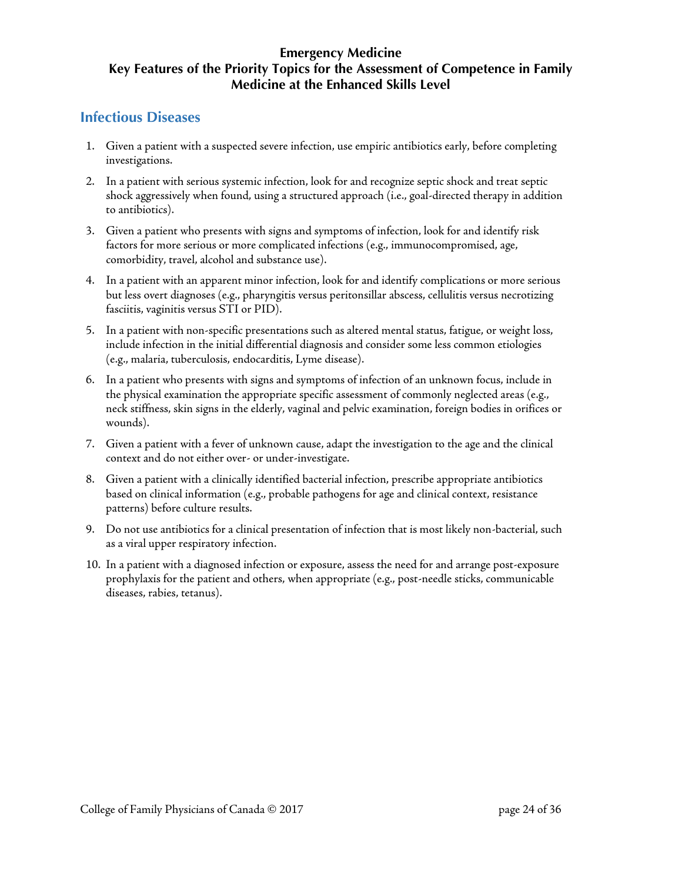# Emergency Medicine
# Key Features of the Priority Topics for the Assessment of Competence in Family Medicine at the Enhanced Skills Level

## Infectious Diseases

1. Given a patient with a suspected severe infection, use empiric antibiotics early, before completing investigations.
2. In a patient with serious systemic infection, look for and recognize septic shock and treat septic shock aggressively when found, using a structured approach (i.e., goal-directed therapy in addition to antibiotics).
3. Given a patient who presents with signs and symptoms of infection, look for and identify risk factors for more serious or more complicated infections (e.g., immunocompromised, age, comorbidity, travel, alcohol and substance use).
4. In a patient with an apparent minor infection, look for and identify complications or more serious but less overt diagnoses (e.g., pharyngitis versus peritonsillar abscess, cellulitis versus necrotizing fasciitis, vaginitis versus STI or PID).
5. In a patient with non-specific presentations such as altered mental status, fatigue, or weight loss, include infection in the initial differential diagnosis and consider some less common etiologies (e.g., malaria, tuberculosis, endocarditis, Lyme disease).
6. In a patient who presents with signs and symptoms of infection of an unknown focus, include in the physical examination the appropriate specific assessment of commonly neglected areas (e.g., neck stiffness, skin signs in the elderly, vaginal and pelvic examination, foreign bodies in orifices or wounds).
7. Given a patient with a fever of unknown cause, adapt the investigation to the age and the clinical context and do not either over- or under-investigate.
8. Given a patient with a clinically identified bacterial infection, prescribe appropriate antibiotics based on clinical information (e.g., probable pathogens for age and clinical context, resistance patterns) before culture results.
9. Do not use antibiotics for a clinical presentation of infection that is most likely non-bacterial, such as a viral upper respiratory infection.
10. In a patient with a diagnosed infection or exposure, assess the need for and arrange post-exposure prophylaxis for the patient and others, when appropriate (e.g., post-needle sticks, communicable diseases, rabies, tetanus).

College of Family Physicians of Canada © 2017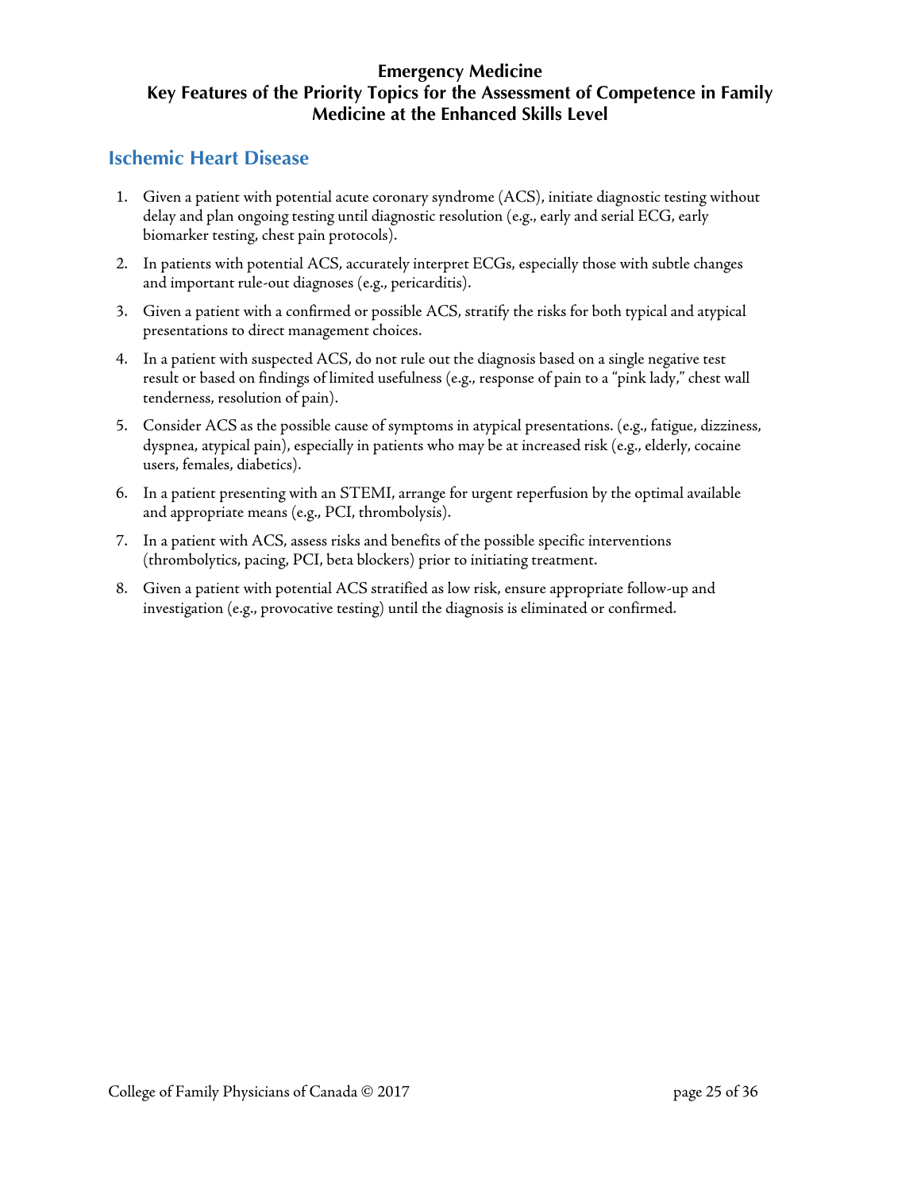**Emergency Medicine**
**Key Features of the Priority Topics for the Assessment of Competence in Family Medicine at the Enhanced Skills Level**

## Ischemic Heart Disease

1. Given a patient with potential acute coronary syndrome (ACS), initiate diagnostic testing without delay and plan ongoing testing until diagnostic resolution (e.g., early and serial ECG, early biomarker testing, chest pain protocols).
2. In patients with potential ACS, accurately interpret ECGs, especially those with subtle changes and important rule-out diagnoses (e.g., pericarditis).
3. Given a patient with a confirmed or possible ACS, stratify the risks for both typical and atypical presentations to direct management choices.
4. In a patient with suspected ACS, do not rule out the diagnosis based on a single negative test result or based on findings of limited usefulness (e.g., response of pain to a "pink lady," chest wall tenderness, resolution of pain).
5. Consider ACS as the possible cause of symptoms in atypical presentations. (e.g., fatigue, dizziness, dyspnea, atypical pain), especially in patients who may be at increased risk (e.g., elderly, cocaine users, females, diabetics).
6. In a patient presenting with an STEMI, arrange for urgent reperfusion by the optimal available and appropriate means (e.g., PCI, thrombolysis).
7. In a patient with ACS, assess risks and benefits of the possible specific interventions (thrombolytics, pacing, PCI, beta blockers) prior to initiating treatment.
8. Given a patient with potential ACS stratified as low risk, ensure appropriate follow-up and investigation (e.g., provocative testing) until the diagnosis is eliminated or confirmed.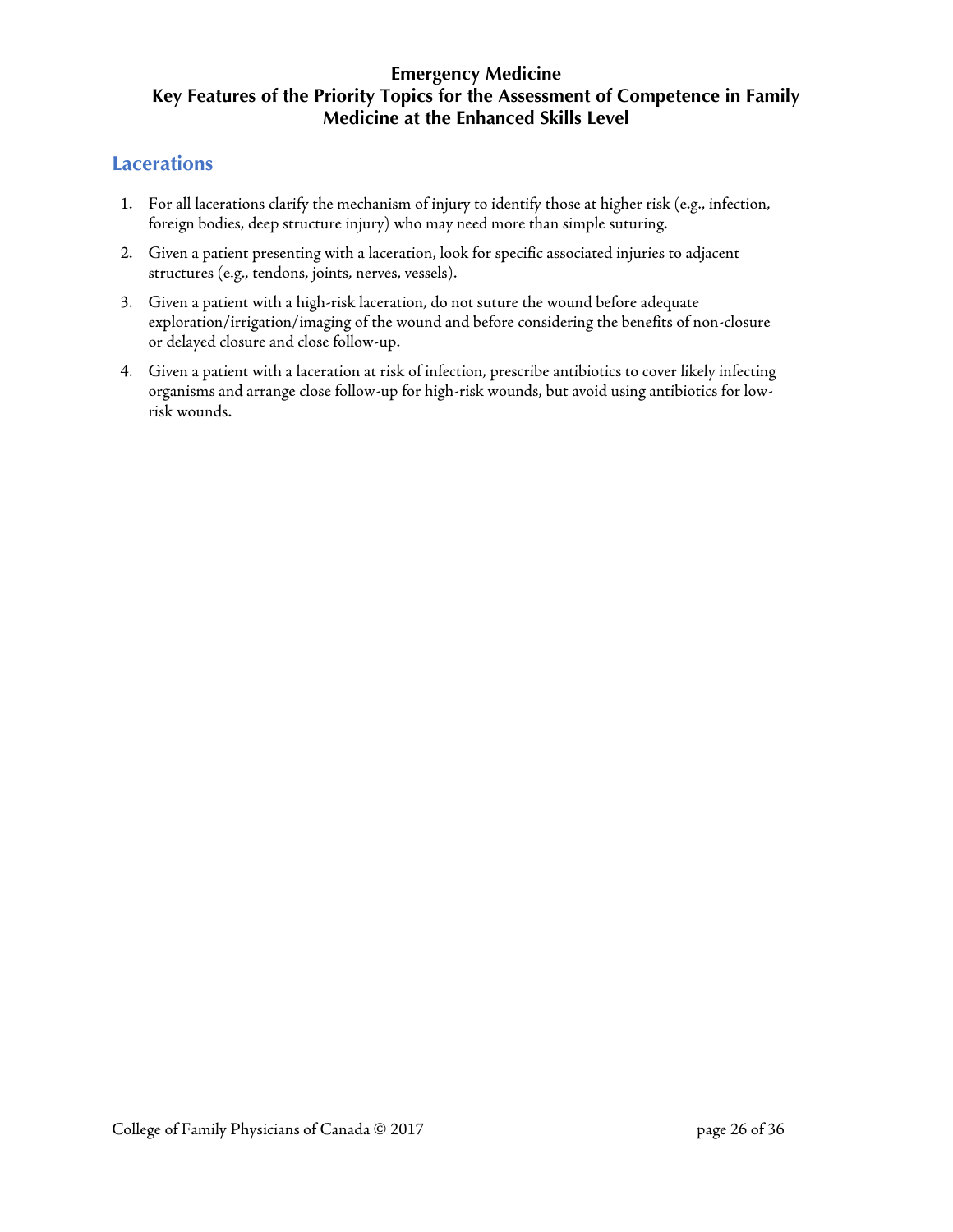**Emergency Medicine**
**Key Features of the Priority Topics for the Assessment of Competence in Family Medicine at the Enhanced Skills Level**

## Lacerations

1. For all lacerations clarify the mechanism of injury to identify those at higher risk (e.g., infection, foreign bodies, deep structure injury) who may need more than simple suturing.
2. Given a patient presenting with a laceration, look for specific associated injuries to adjacent structures (e.g., tendons, joints, nerves, vessels).
3. Given a patient with a high-risk laceration, do not suture the wound before adequate exploration/irrigation/imaging of the wound and before considering the benefits of non-closure or delayed closure and close follow-up.
4. Given a patient with a laceration at risk of infection, prescribe antibiotics to cover likely infecting organisms and arrange close follow-up for high-risk wounds, but avoid using antibiotics for low-risk wounds.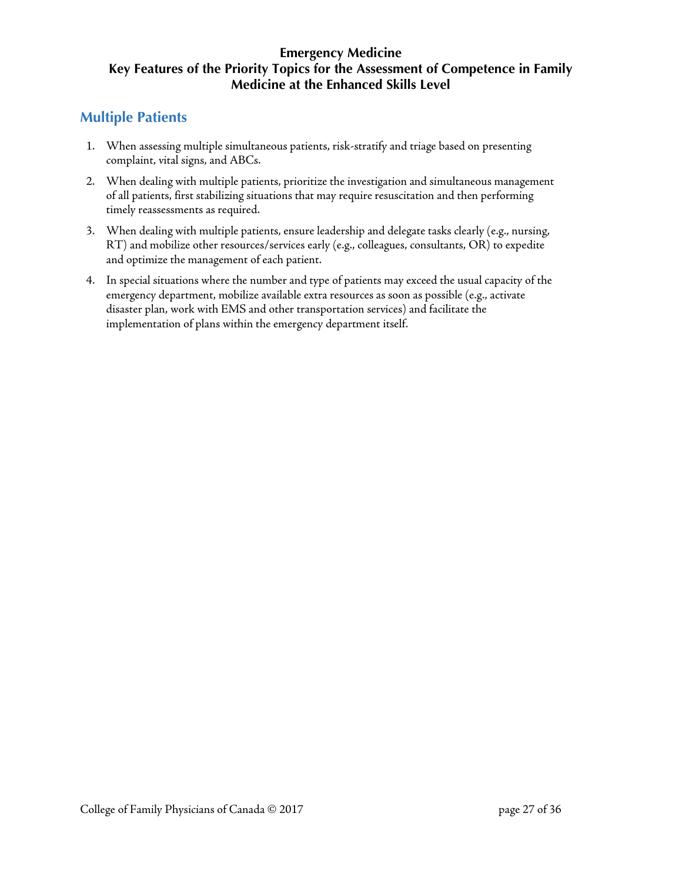# Emergency Medicine
# Key Features of the Priority Topics for the Assessment of Competence in Family Medicine at the Enhanced Skills Level

## Multiple Patients

1. When assessing multiple simultaneous patients, risk-stratify and triage based on presenting complaint, vital signs, and ABCs.
2. When dealing with multiple patients, prioritize the investigation and simultaneous management of all patients, first stabilizing situations that may require resuscitation and then performing timely reassessments as required.
3. When dealing with multiple patients, ensure leadership and delegate tasks clearly (e.g., nursing, RT) and mobilize other resources/services early (e.g., colleagues, consultants, OR) to expedite and optimize the management of each patient.
4. In special situations where the number and type of patients may exceed the usual capacity of the emergency department, mobilize available extra resources as soon as possible (e.g., activate disaster plan, work with EMS and other transportation services) and facilitate the implementation of plans within the emergency department itself.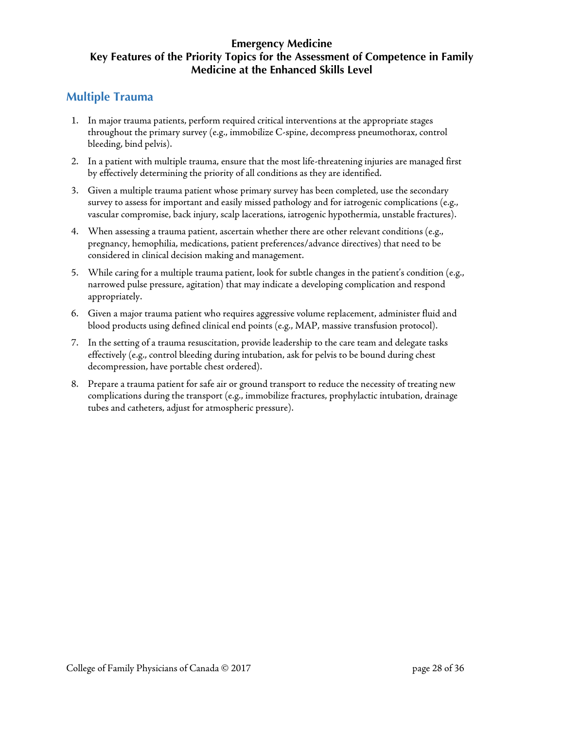**Emergency Medicine**
**Key Features of the Priority Topics for the Assessment of Competence in Family Medicine at the Enhanced Skills Level**

## Multiple Trauma

1. In major trauma patients, perform required critical interventions at the appropriate stages throughout the primary survey (e.g., immobilize C-spine, decompress pneumothorax, control bleeding, bind pelvis).
2. In a patient with multiple trauma, ensure that the most life-threatening injuries are managed first by effectively determining the priority of all conditions as they are identified.
3. Given a multiple trauma patient whose primary survey has been completed, use the secondary survey to assess for important and easily missed pathology and for iatrogenic complications (e.g., vascular compromise, back injury, scalp lacerations, iatrogenic hypothermia, unstable fractures).
4. When assessing a trauma patient, ascertain whether there are other relevant conditions (e.g., pregnancy, hemophilia, medications, patient preferences/advance directives) that need to be considered in clinical decision making and management.
5. While caring for a multiple trauma patient, look for subtle changes in the patient's condition (e.g., narrowed pulse pressure, agitation) that may indicate a developing complication and respond appropriately.
6. Given a major trauma patient who requires aggressive volume replacement, administer fluid and blood products using defined clinical end points (e.g., MAP, massive transfusion protocol).
7. In the setting of a trauma resuscitation, provide leadership to the care team and delegate tasks effectively (e.g., control bleeding during intubation, ask for pelvis to be bound during chest decompression, have portable chest ordered).
8. Prepare a trauma patient for safe air or ground transport to reduce the necessity of treating new complications during the transport (e.g., immobilize fractures, prophylactic intubation, drainage tubes and catheters, adjust for atmospheric pressure).

College of Family Physicians of Canada © 2017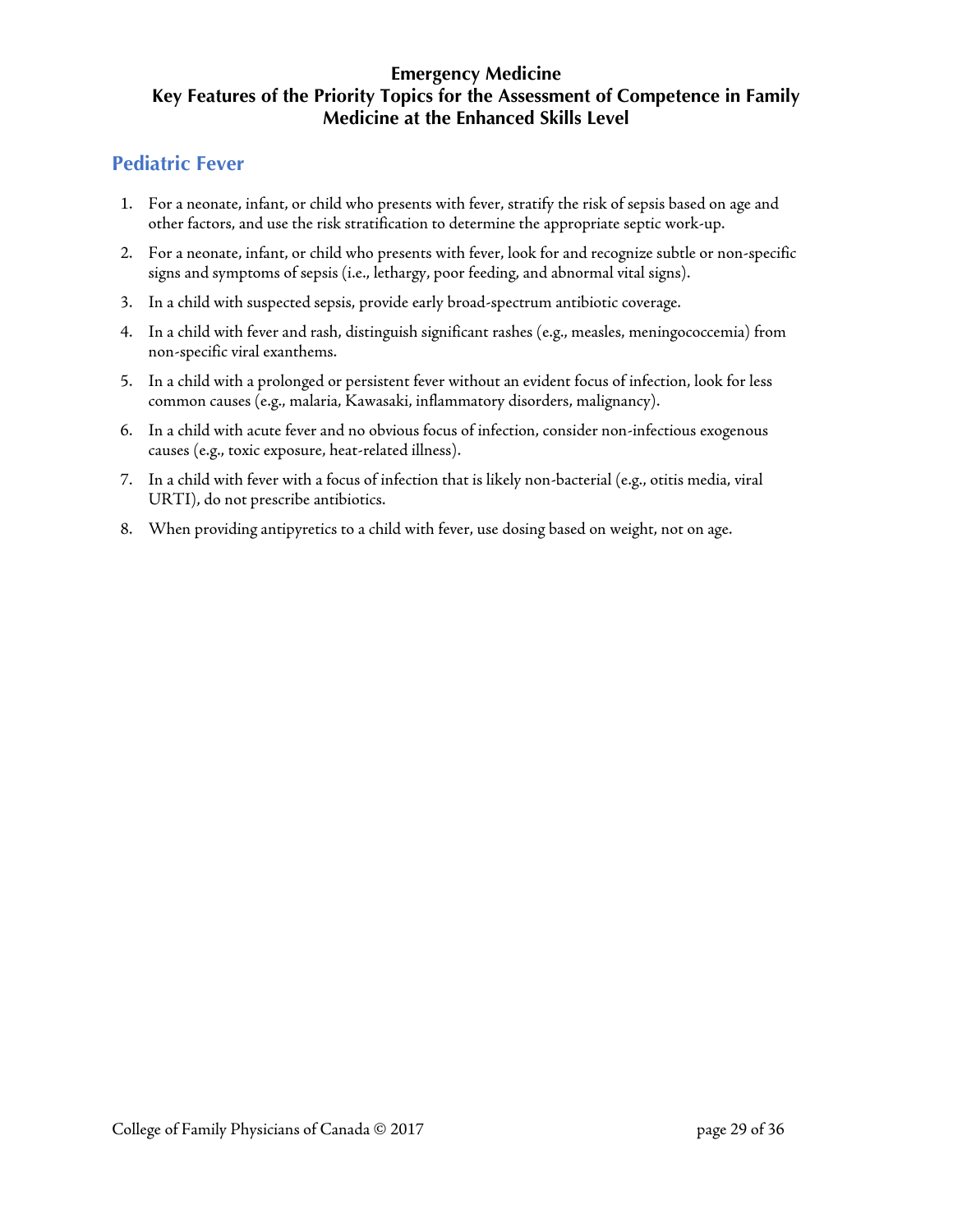# Emergency Medicine
# Key Features of the Priority Topics for the Assessment of Competence in Family Medicine at the Enhanced Skills Level

## Pediatric Fever

1. For a neonate, infant, or child who presents with fever, stratify the risk of sepsis based on age and other factors, and use the risk stratification to determine the appropriate septic work-up.
2. For a neonate, infant, or child who presents with fever, look for and recognize subtle or non-specific signs and symptoms of sepsis (i.e., lethargy, poor feeding, and abnormal vital signs).
3. In a child with suspected sepsis, provide early broad-spectrum antibiotic coverage.
4. In a child with fever and rash, distinguish significant rashes (e.g., measles, meningococcemia) from non-specific viral exanthems.
5. In a child with a prolonged or persistent fever without an evident focus of infection, look for less common causes (e.g., malaria, Kawasaki, inflammatory disorders, malignancy).
6. In a child with acute fever and no obvious focus of infection, consider non-infectious exogenous causes (e.g., toxic exposure, heat-related illness).
7. In a child with fever with a focus of infection that is likely non-bacterial (e.g., otitis media, viral URTI), do not prescribe antibiotics.
8. When providing antipyretics to a child with fever, use dosing based on weight, not on age.

College of Family Physicians of Canada © 2017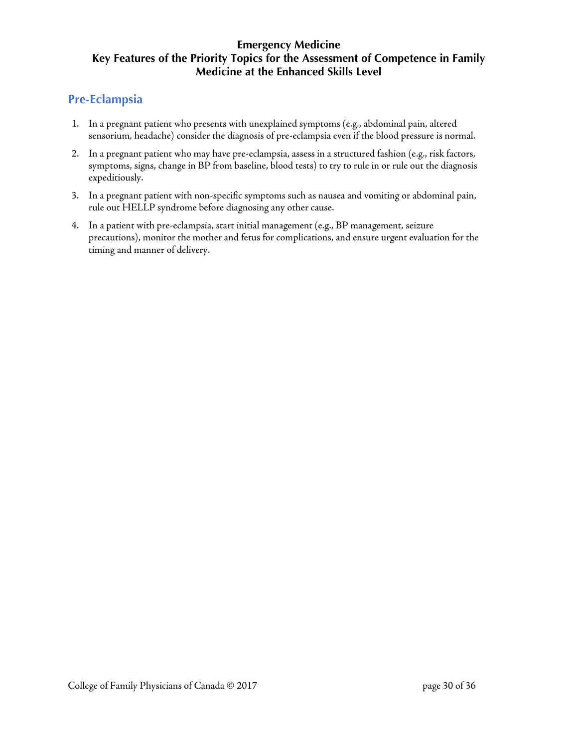# Emergency Medicine
## Key Features of the Priority Topics for the Assessment of Competence in Family Medicine at the Enhanced Skills Level

## Pre-Eclampsia

1. In a pregnant patient who presents with unexplained symptoms (e.g., abdominal pain, altered sensorium, headache) consider the diagnosis of pre-eclampsia even if the blood pressure is normal.
2. In a pregnant patient who may have pre-eclampsia, assess in a structured fashion (e.g., risk factors, symptoms, signs, change in BP from baseline, blood tests) to try to rule in or rule out the diagnosis expeditiously.
3. In a pregnant patient with non-specific symptoms such as nausea and vomiting or abdominal pain, rule out HELLP syndrome before diagnosing any other cause.
4. In a patient with pre-eclampsia, start initial management (e.g., BP management, seizure precautions), monitor the mother and fetus for complications, and ensure urgent evaluation for the timing and manner of delivery.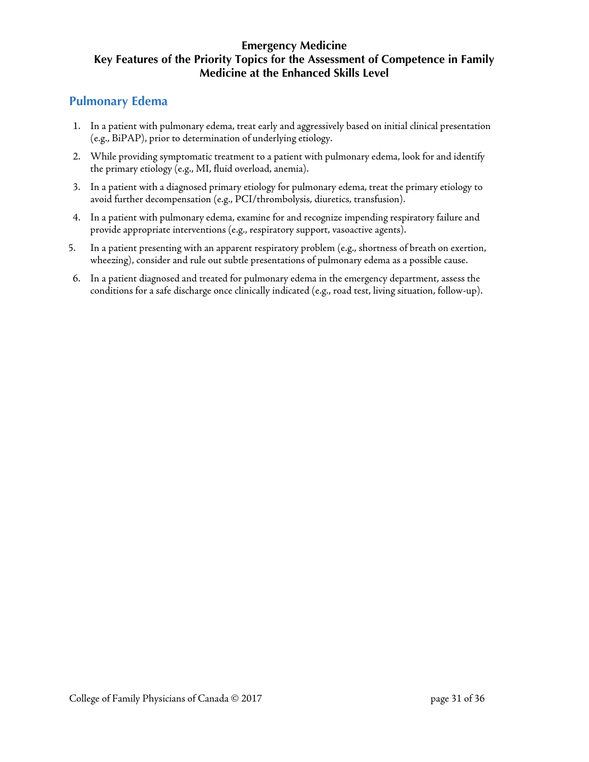**Emergency Medicine**
**Key Features of the Priority Topics for the Assessment of Competence in Family Medicine at the Enhanced Skills Level**

## Pulmonary Edema

1. In a patient with pulmonary edema, treat early and aggressively based on initial clinical presentation (e.g., BiPAP), prior to determination of underlying etiology.
2. While providing symptomatic treatment to a patient with pulmonary edema, look for and identify the primary etiology (e.g., MI, fluid overload, anemia).
3. In a patient with a diagnosed primary etiology for pulmonary edema, treat the primary etiology to avoid further decompensation (e.g., PCI/thrombolysis, diuretics, transfusion).
4. In a patient with pulmonary edema, examine for and recognize impending respiratory failure and provide appropriate interventions (e.g., respiratory support, vasoactive agents).
5. In a patient presenting with an apparent respiratory problem (e.g., shortness of breath on exertion, wheezing), consider and rule out subtle presentations of pulmonary edema as a possible cause.
6. In a patient diagnosed and treated for pulmonary edema in the emergency department, assess the conditions for a safe discharge once clinically indicated (e.g., road test, living situation, follow-up).

College of Family Physicians of Canada © 2017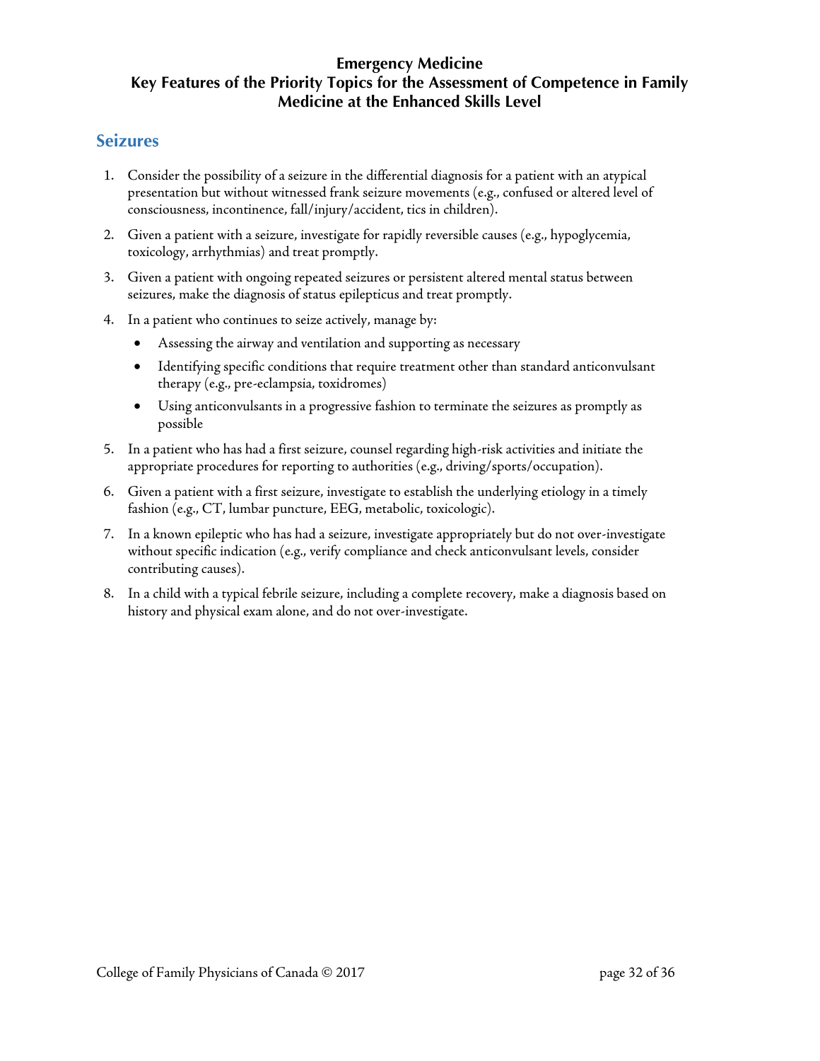**Emergency Medicine**
**Key Features of the Priority Topics for the Assessment of Competence in Family Medicine at the Enhanced Skills Level**

## Seizures

1. Consider the possibility of a seizure in the differential diagnosis for a patient with an atypical presentation but without witnessed frank seizure movements (e.g., confused or altered level of consciousness, incontinence, fall/injury/accident, tics in children).
2. Given a patient with a seizure, investigate for rapidly reversible causes (e.g., hypoglycemia, toxicology, arrhythmias) and treat promptly.
3. Given a patient with ongoing repeated seizures or persistent altered mental status between seizures, make the diagnosis of status epilepticus and treat promptly.
4. In a patient who continues to seize actively, manage by:
    - Assessing the airway and ventilation and supporting as necessary
    - Identifying specific conditions that require treatment other than standard anticonvulsant therapy (e.g., pre-eclampsia, toxidromes)
    - Using anticonvulsants in a progressive fashion to terminate the seizures as promptly as possible
5. In a patient who has had a first seizure, counsel regarding high-risk activities and initiate the appropriate procedures for reporting to authorities (e.g., driving/sports/occupation).
6. Given a patient with a first seizure, investigate to establish the underlying etiology in a timely fashion (e.g., CT, lumbar puncture, EEG, metabolic, toxicologic).
7. In a known epileptic who has had a seizure, investigate appropriately but do not over-investigate without specific indication (e.g., verify compliance and check anticonvulsant levels, consider contributing causes).
8. In a child with a typical febrile seizure, including a complete recovery, make a diagnosis based on history and physical exam alone, and do not over-investigate.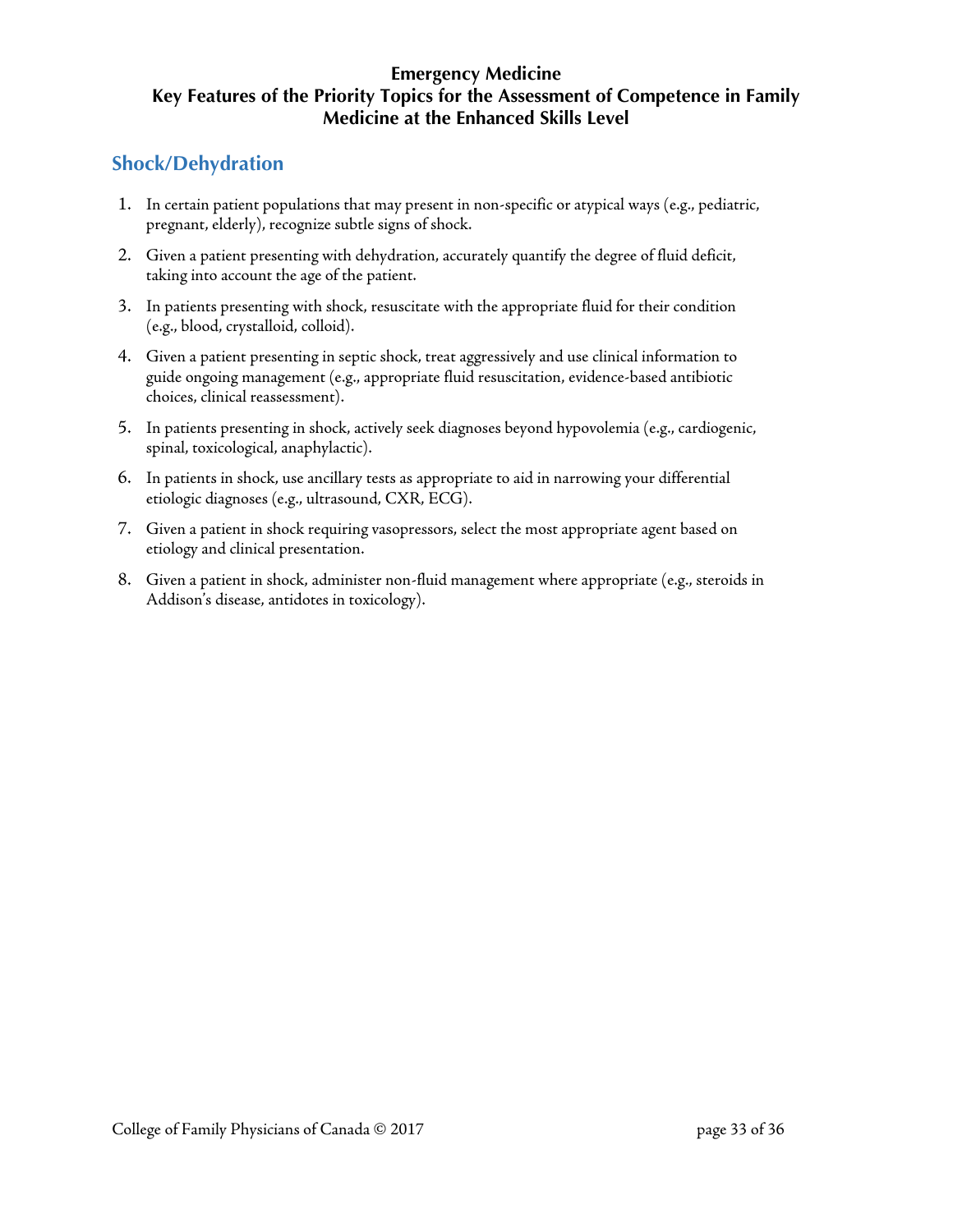**Emergency Medicine**
**Key Features of the Priority Topics for the Assessment of Competence in Family Medicine at the Enhanced Skills Level**

## Shock/Dehydration

1. In certain patient populations that may present in non-specific or atypical ways (e.g., pediatric, pregnant, elderly), recognize subtle signs of shock.
2. Given a patient presenting with dehydration, accurately quantify the degree of fluid deficit, taking into account the age of the patient.
3. In patients presenting with shock, resuscitate with the appropriate fluid for their condition (e.g., blood, crystalloid, colloid).
4. Given a patient presenting in septic shock, treat aggressively and use clinical information to guide ongoing management (e.g., appropriate fluid resuscitation, evidence-based antibiotic choices, clinical reassessment).
5. In patients presenting in shock, actively seek diagnoses beyond hypovolemia (e.g., cardiogenic, spinal, toxicological, anaphylactic).
6. In patients in shock, use ancillary tests as appropriate to aid in narrowing your differential etiologic diagnoses (e.g., ultrasound, CXR, ECG).
7. Given a patient in shock requiring vasopressors, select the most appropriate agent based on etiology and clinical presentation.
8. Given a patient in shock, administer non-fluid management where appropriate (e.g., steroids in Addison's disease, antidotes in toxicology).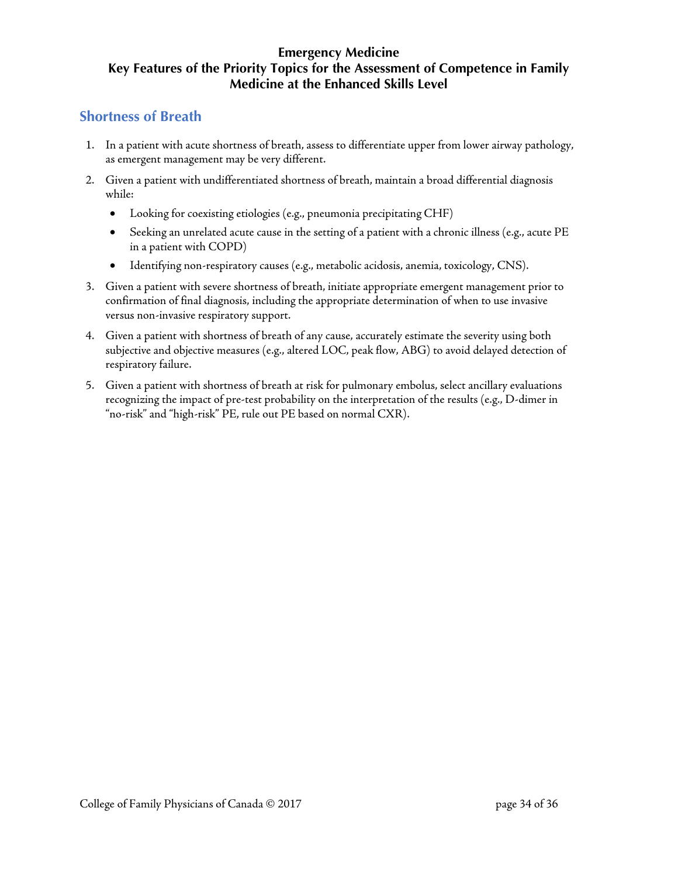# Emergency Medicine
# Key Features of the Priority Topics for the Assessment of Competence in Family Medicine at the Enhanced Skills Level

## Shortness of Breath

1. In a patient with acute shortness of breath, assess to differentiate upper from lower airway pathology, as emergent management may be very different.
2. Given a patient with undifferentiated shortness of breath, maintain a broad differential diagnosis while:
   - Looking for coexisting etiologies (e.g., pneumonia precipitating CHF)
   - Seeking an unrelated acute cause in the setting of a patient with a chronic illness (e.g., acute PE in a patient with COPD)
   - Identifying non-respiratory causes (e.g., metabolic acidosis, anemia, toxicology, CNS).
3. Given a patient with severe shortness of breath, initiate appropriate emergent management prior to confirmation of final diagnosis, including the appropriate determination of when to use invasive versus non-invasive respiratory support.
4. Given a patient with shortness of breath of any cause, accurately estimate the severity using both subjective and objective measures (e.g., altered LOC, peak flow, ABG) to avoid delayed detection of respiratory failure.
5. Given a patient with shortness of breath at risk for pulmonary embolus, select ancillary evaluations recognizing the impact of pre-test probability on the interpretation of the results (e.g., D-dimer in “no-risk” and “high-risk” PE, rule out PE based on normal CXR).

College of Family Physicians of Canada © 2017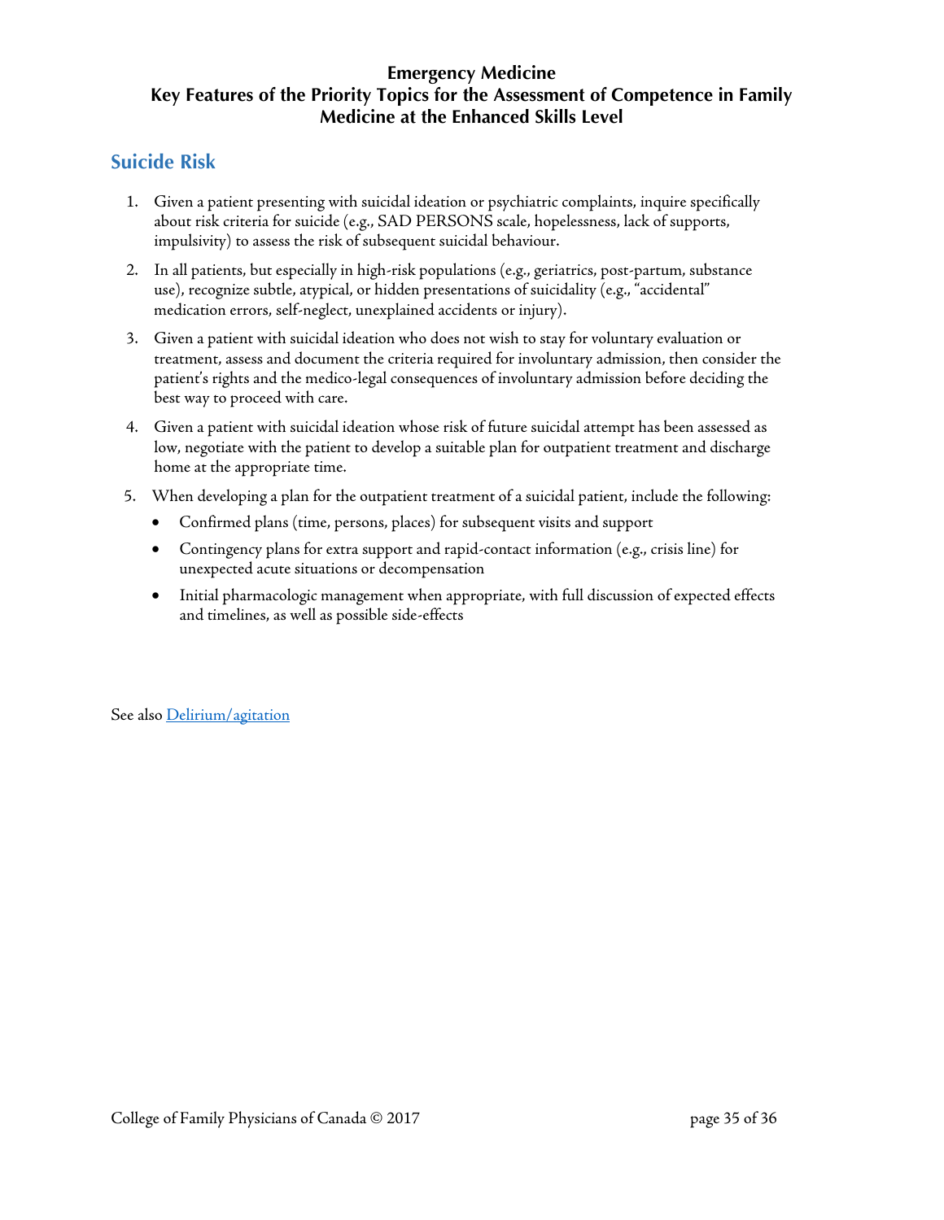# Emergency Medicine
## Key Features of the Priority Topics for the Assessment of Competence in Family Medicine at the Enhanced Skills Level

## Suicide Risk

1. Given a patient presenting with suicidal ideation or psychiatric complaints, inquire specifically about risk criteria for suicide (e.g., SAD PERSONS scale, hopelessness, lack of supports, impulsivity) to assess the risk of subsequent suicidal behaviour.
2. In all patients, but especially in high-risk populations (e.g., geriatrics, post-partum, substance use), recognize subtle, atypical, or hidden presentations of suicidality (e.g., "accidental" medication errors, self-neglect, unexplained accidents or injury).
3. Given a patient with suicidal ideation who does not wish to stay for voluntary evaluation or treatment, assess and document the criteria required for involuntary admission, then consider the patient's rights and the medico-legal consequences of involuntary admission before deciding the best way to proceed with care.
4. Given a patient with suicidal ideation whose risk of future suicidal attempt has been assessed as low, negotiate with the patient to develop a suitable plan for outpatient treatment and discharge home at the appropriate time.
5. When developing a plan for the outpatient treatment of a suicidal patient, include the following:
   - Confirmed plans (time, persons, places) for subsequent visits and support
   - Contingency plans for extra support and rapid-contact information (e.g., crisis line) for unexpected acute situations or decompensation
   - Initial pharmacologic management when appropriate, with full discussion of expected effects and timelines, as well as possible side-effects

See also Delirium/agitation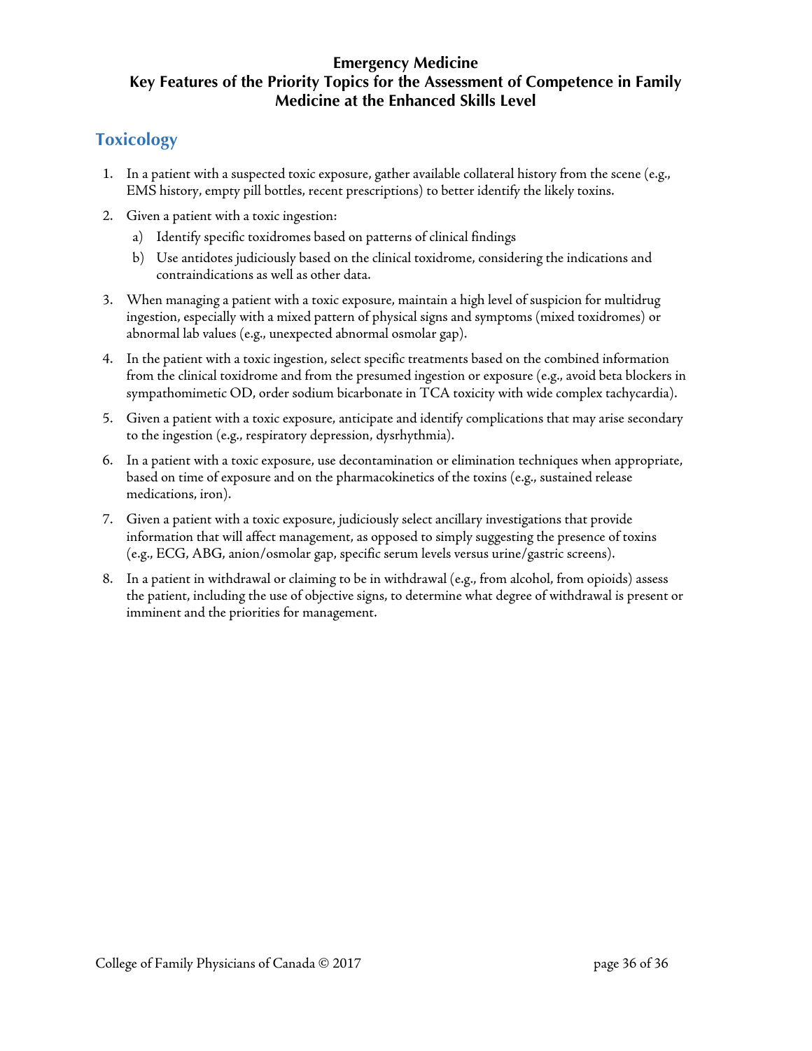## Toxicology

1. In a patient with a suspected toxic exposure, gather available collateral history from the scene (e.g., EMS history, empty pill bottles, recent prescriptions) to better identify the likely toxins.
2. Given a patient with a toxic ingestion:
   a) Identify specific toxidromes based on patterns of clinical findings
   b) Use antidotes judiciously based on the clinical toxidrome, considering the indications and contraindications as well as other data.
3. When managing a patient with a toxic exposure, maintain a high level of suspicion for multidrug ingestion, especially with a mixed pattern of physical signs and symptoms (mixed toxidromes) or abnormal lab values (e.g., unexpected abnormal osmolar gap).
4. In the patient with a toxic ingestion, select specific treatments based on the combined information from the clinical toxidrome and from the presumed ingestion or exposure (e.g., avoid beta blockers in sympathomimetic OD, order sodium bicarbonate in TCA toxicity with wide complex tachycardia).
5. Given a patient with a toxic exposure, anticipate and identify complications that may arise secondary to the ingestion (e.g., respiratory depression, dysrhythmia).
6. In a patient with a toxic exposure, use decontamination or elimination techniques when appropriate, based on time of exposure and on the pharmacokinetics of the toxins (e.g., sustained release medications, iron).
7. Given a patient with a toxic exposure, judiciously select ancillary investigations that provide information that will affect management, as opposed to simply suggesting the presence of toxins (e.g., ECG, ABG, anion/osmolar gap, specific serum levels versus urine/gastric screens).
8. In a patient in withdrawal or claiming to be in withdrawal (e.g., from alcohol, from opioids) assess the patient, including the use of objective signs, to determine what degree of withdrawal is present or imminent and the priorities for management.